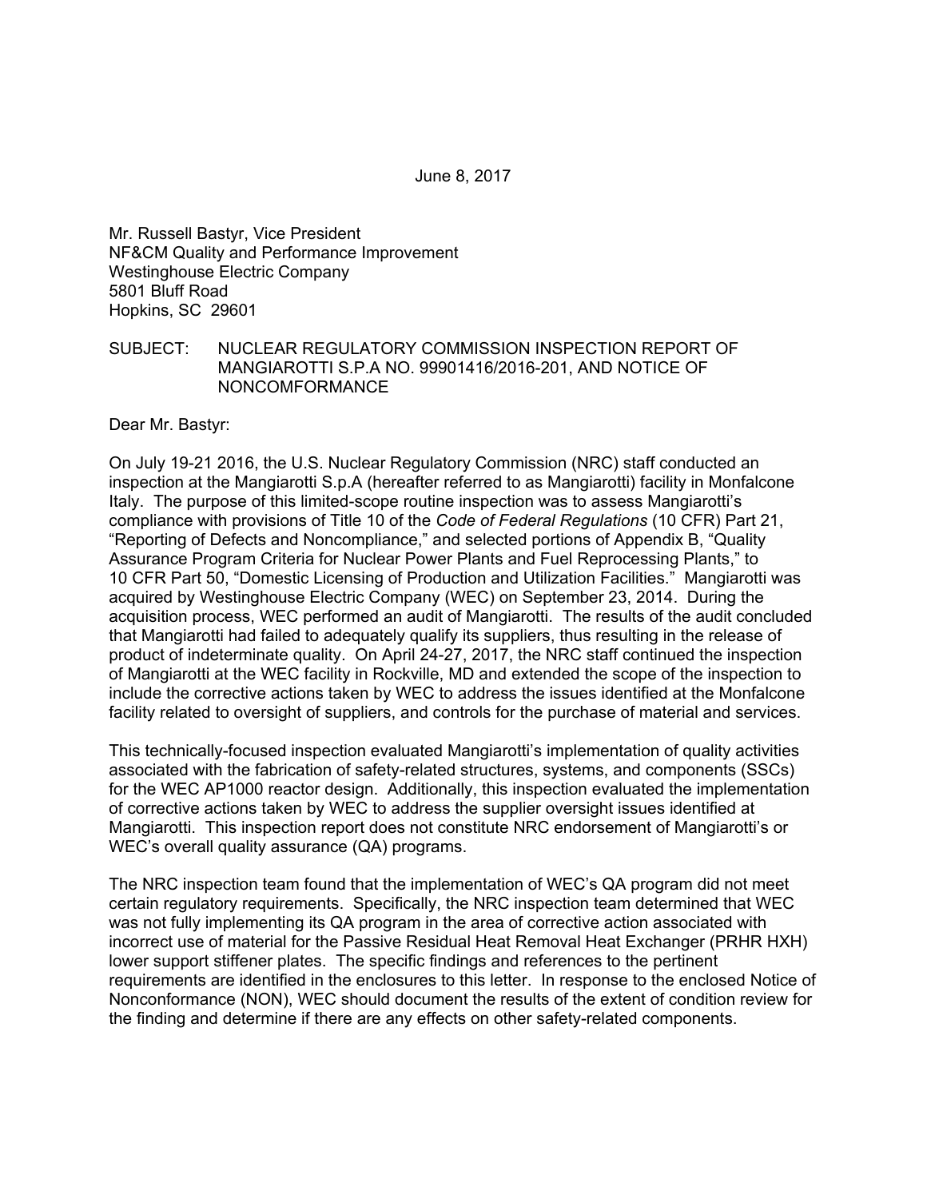June 8, 2017

Mr. Russell Bastyr, Vice President
NF&CM Quality and Performance Improvement
Westinghouse Electric Company
5801 Bluff Road
Hopkins, SC 29601

SUBJECT: NUCLEAR REGULATORY COMMISSION INSPECTION REPORT OF MANGIAROTTI S.P.A NO. 99901416/2016-201, AND NOTICE OF NONCOMFORMANCE

Dear Mr. Bastyr:

On July 19-21 2016, the U.S. Nuclear Regulatory Commission (NRC) staff conducted an inspection at the Mangiarotti S.p.A (hereafter referred to as Mangiarotti) facility in Monfalcone Italy. The purpose of this limited-scope routine inspection was to assess Mangiarotti's compliance with provisions of Title 10 of the *Code of Federal Regulations* (10 CFR) Part 21, "Reporting of Defects and Noncompliance," and selected portions of Appendix B, "Quality Assurance Program Criteria for Nuclear Power Plants and Fuel Reprocessing Plants," to 10 CFR Part 50, "Domestic Licensing of Production and Utilization Facilities." Mangiarotti was acquired by Westinghouse Electric Company (WEC) on September 23, 2014. During the acquisition process, WEC performed an audit of Mangiarotti. The results of the audit concluded that Mangiarotti had failed to adequately qualify its suppliers, thus resulting in the release of product of indeterminate quality. On April 24-27, 2017, the NRC staff continued the inspection of Mangiarotti at the WEC facility in Rockville, MD and extended the scope of the inspection to include the corrective actions taken by WEC to address the issues identified at the Monfalcone facility related to oversight of suppliers, and controls for the purchase of material and services.

This technically-focused inspection evaluated Mangiarotti's implementation of quality activities associated with the fabrication of safety-related structures, systems, and components (SSCs) for the WEC AP1000 reactor design. Additionally, this inspection evaluated the implementation of corrective actions taken by WEC to address the supplier oversight issues identified at Mangiarotti. This inspection report does not constitute NRC endorsement of Mangiarotti's or WEC's overall quality assurance (QA) programs.

The NRC inspection team found that the implementation of WEC's QA program did not meet certain regulatory requirements. Specifically, the NRC inspection team determined that WEC was not fully implementing its QA program in the area of corrective action associated with incorrect use of material for the Passive Residual Heat Removal Heat Exchanger (PRHR HXH) lower support stiffener plates. The specific findings and references to the pertinent requirements are identified in the enclosures to this letter. In response to the enclosed Notice of Nonconformance (NON), WEC should document the results of the extent of condition review for the finding and determine if there are any effects on other safety-related components.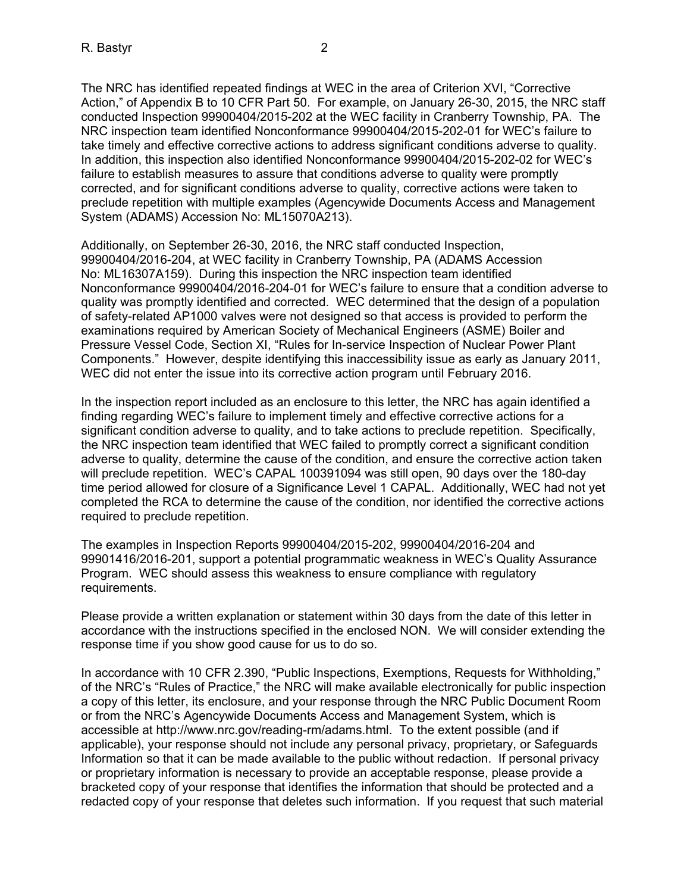The NRC has identified repeated findings at WEC in the area of Criterion XVI, "Corrective Action," of Appendix B to 10 CFR Part 50. For example, on January 26-30, 2015, the NRC staff conducted Inspection 99900404/2015-202 at the WEC facility in Cranberry Township, PA. The NRC inspection team identified Nonconformance 99900404/2015-202-01 for WEC's failure to take timely and effective corrective actions to address significant conditions adverse to quality. In addition, this inspection also identified Nonconformance 99900404/2015-202-02 for WEC's failure to establish measures to assure that conditions adverse to quality were promptly corrected, and for significant conditions adverse to quality, corrective actions were taken to preclude repetition with multiple examples (Agencywide Documents Access and Management System (ADAMS) Accession No: ML15070A213).

Additionally, on September 26-30, 2016, the NRC staff conducted Inspection, 99900404/2016-204, at WEC facility in Cranberry Township, PA (ADAMS Accession No: ML16307A159). During this inspection the NRC inspection team identified Nonconformance 99900404/2016-204-01 for WEC's failure to ensure that a condition adverse to quality was promptly identified and corrected. WEC determined that the design of a population of safety-related AP1000 valves were not designed so that access is provided to perform the examinations required by American Society of Mechanical Engineers (ASME) Boiler and Pressure Vessel Code, Section XI, "Rules for In-service Inspection of Nuclear Power Plant Components." However, despite identifying this inaccessibility issue as early as January 2011, WEC did not enter the issue into its corrective action program until February 2016.

In the inspection report included as an enclosure to this letter, the NRC has again identified a finding regarding WEC's failure to implement timely and effective corrective actions for a significant condition adverse to quality, and to take actions to preclude repetition. Specifically, the NRC inspection team identified that WEC failed to promptly correct a significant condition adverse to quality, determine the cause of the condition, and ensure the corrective action taken will preclude repetition. WEC's CAPAL 100391094 was still open, 90 days over the 180-day time period allowed for closure of a Significance Level 1 CAPAL. Additionally, WEC had not yet completed the RCA to determine the cause of the condition, nor identified the corrective actions required to preclude repetition.

The examples in Inspection Reports 99900404/2015-202, 99900404/2016-204 and 99901416/2016-201, support a potential programmatic weakness in WEC's Quality Assurance Program. WEC should assess this weakness to ensure compliance with regulatory requirements.

Please provide a written explanation or statement within 30 days from the date of this letter in accordance with the instructions specified in the enclosed NON. We will consider extending the response time if you show good cause for us to do so.

In accordance with 10 CFR 2.390, "Public Inspections, Exemptions, Requests for Withholding," of the NRC's "Rules of Practice," the NRC will make available electronically for public inspection a copy of this letter, its enclosure, and your response through the NRC Public Document Room or from the NRC's Agencywide Documents Access and Management System, which is accessible at http://www.nrc.gov/reading-rm/adams.html. To the extent possible (and if applicable), your response should not include any personal privacy, proprietary, or Safeguards Information so that it can be made available to the public without redaction. If personal privacy or proprietary information is necessary to provide an acceptable response, please provide a bracketed copy of your response that identifies the information that should be protected and a redacted copy of your response that deletes such information. If you request that such material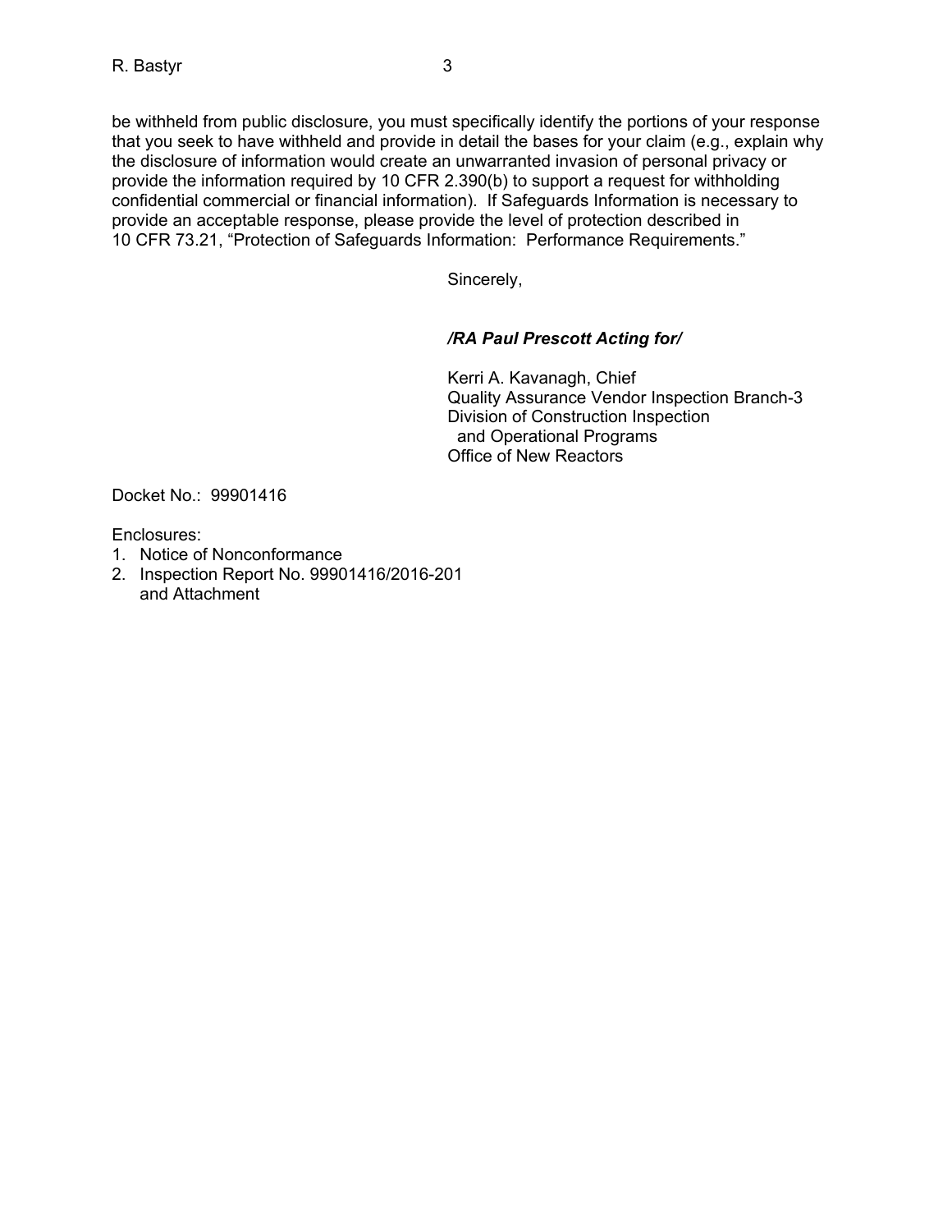be withheld from public disclosure, you must specifically identify the portions of your response that you seek to have withheld and provide in detail the bases for your claim (e.g., explain why the disclosure of information would create an unwarranted invasion of personal privacy or provide the information required by 10 CFR 2.390(b) to support a request for withholding confidential commercial or financial information). If Safeguards Information is necessary to provide an acceptable response, please provide the level of protection described in 10 CFR 73.21, "Protection of Safeguards Information: Performance Requirements."

Sincerely,

***/RA Paul Prescott Acting for/***

Kerri A. Kavanagh, Chief
Quality Assurance Vendor Inspection Branch-3
Division of Construction Inspection
and Operational Programs
Office of New Reactors

Docket No.: 99901416

Enclosures:

1. Notice of Nonconformance
2. Inspection Report No. 99901416/2016-201 and Attachment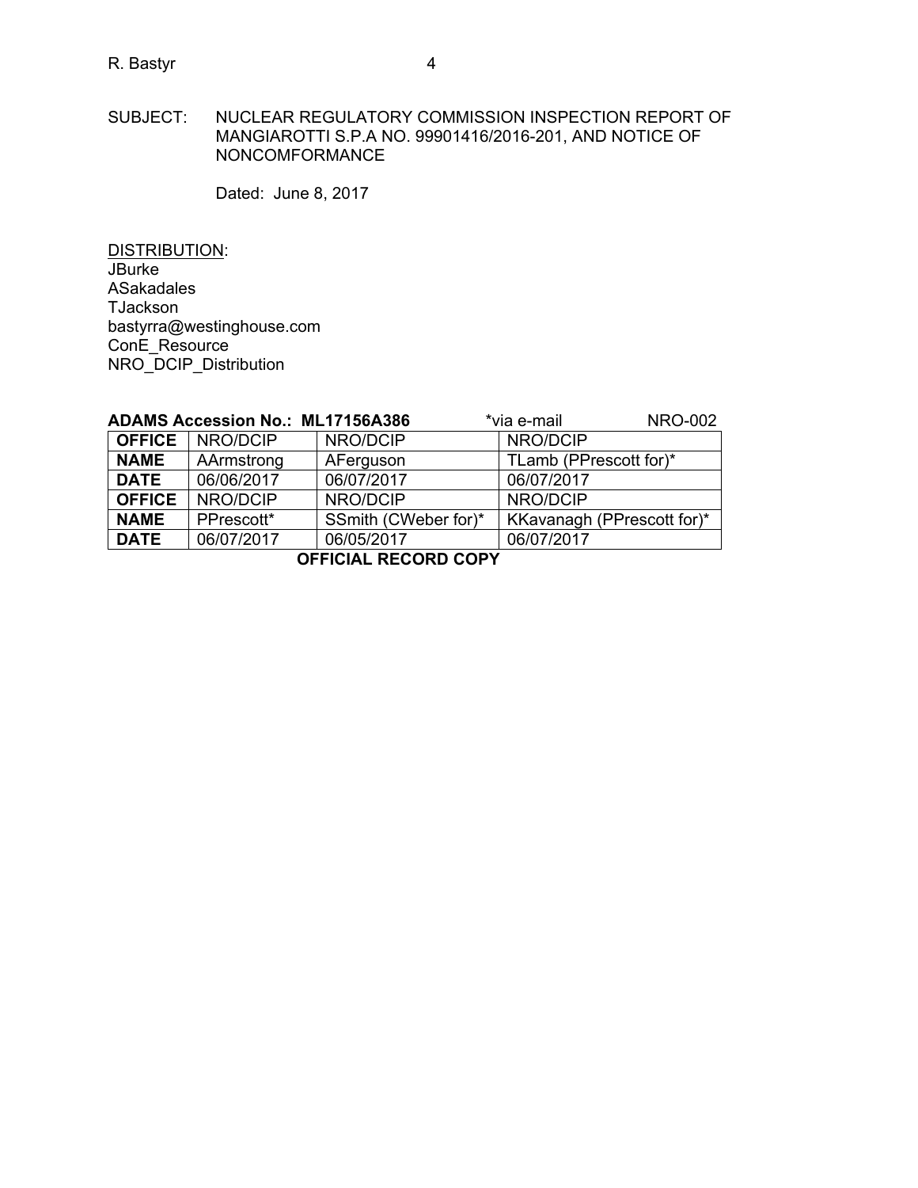SUBJECT: NUCLEAR REGULATORY COMMISSION INSPECTION REPORT OF MANGIAROTTI S.P.A NO. 99901416/2016-201, AND NOTICE OF NONCOMFORMANCE

Dated: June 8, 2017

DISTRIBUTION:
JBurke
ASakadales
TJackson
bastyrra@westinghouse.com
ConE_Resource
NRO_DCIP_Distribution

**ADAMS Accession No.: ML17156A386** *via e-mail NRO-002

| **OFFICE** | NRO/DCIP | NRO/DCIP | NRO/DCIP |
|---|---|---|---|
| **NAME** | AArmstrong | AFerguson | TLamb (PPrescott for)* |
| **DATE** | 06/06/2017 | 06/07/2017 | 06/07/2017 |
| **OFFICE** | NRO/DCIP | NRO/DCIP | NRO/DCIP |
| **NAME** | PPrescott* | SSmith (CWeber for)* | KKavanagh (PPrescott for)* |
| **DATE** | 06/07/2017 | 06/05/2017 | 06/07/2017 |

**OFFICIAL RECORD COPY**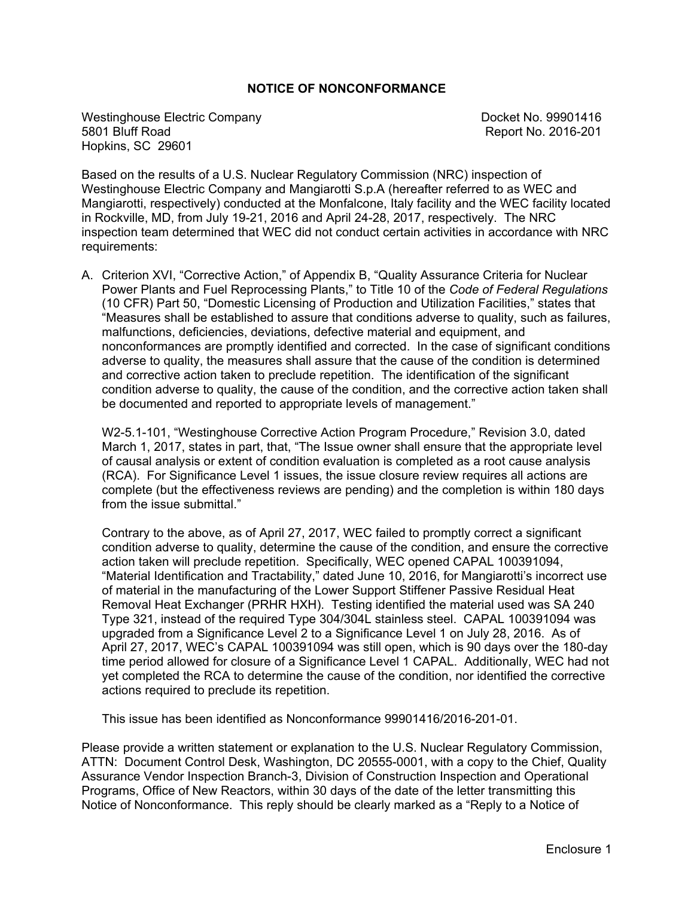## NOTICE OF NONCONFORMANCE

Westinghouse Electric Company
5801 Bluff Road
Hopkins, SC 29601

Docket No. 99901416
Report No. 2016-201

Based on the results of a U.S. Nuclear Regulatory Commission (NRC) inspection of Westinghouse Electric Company and Mangiarotti S.p.A (hereafter referred to as WEC and Mangiarotti, respectively) conducted at the Monfalcone, Italy facility and the WEC facility located in Rockville, MD, from July 19-21, 2016 and April 24-28, 2017, respectively. The NRC inspection team determined that WEC did not conduct certain activities in accordance with NRC requirements:

A. Criterion XVI, "Corrective Action," of Appendix B, "Quality Assurance Criteria for Nuclear Power Plants and Fuel Reprocessing Plants," to Title 10 of the *Code of Federal Regulations* (10 CFR) Part 50, "Domestic Licensing of Production and Utilization Facilities," states that "Measures shall be established to assure that conditions adverse to quality, such as failures, malfunctions, deficiencies, deviations, defective material and equipment, and nonconformances are promptly identified and corrected. In the case of significant conditions adverse to quality, the measures shall assure that the cause of the condition is determined and corrective action taken to preclude repetition. The identification of the significant condition adverse to quality, the cause of the condition, and the corrective action taken shall be documented and reported to appropriate levels of management."

   W2-5.1-101, "Westinghouse Corrective Action Program Procedure," Revision 3.0, dated March 1, 2017, states in part, that, "The Issue owner shall ensure that the appropriate level of causal analysis or extent of condition evaluation is completed as a root cause analysis (RCA). For Significance Level 1 issues, the issue closure review requires all actions are complete (but the effectiveness reviews are pending) and the completion is within 180 days from the issue submittal."

   Contrary to the above, as of April 27, 2017, WEC failed to promptly correct a significant condition adverse to quality, determine the cause of the condition, and ensure the corrective action taken will preclude repetition. Specifically, WEC opened CAPAL 100391094, "Material Identification and Tractability," dated June 10, 2016, for Mangiarotti's incorrect use of material in the manufacturing of the Lower Support Stiffener Passive Residual Heat Removal Heat Exchanger (PRHR HXH). Testing identified the material used was SA 240 Type 321, instead of the required Type 304/304L stainless steel. CAPAL 100391094 was upgraded from a Significance Level 2 to a Significance Level 1 on July 28, 2016. As of April 27, 2017, WEC's CAPAL 100391094 was still open, which is 90 days over the 180-day time period allowed for closure of a Significance Level 1 CAPAL. Additionally, WEC had not yet completed the RCA to determine the cause of the condition, nor identified the corrective actions required to preclude its repetition.

   This issue has been identified as Nonconformance 99901416/2016-201-01.

Please provide a written statement or explanation to the U.S. Nuclear Regulatory Commission, ATTN: Document Control Desk, Washington, DC 20555-0001, with a copy to the Chief, Quality Assurance Vendor Inspection Branch-3, Division of Construction Inspection and Operational Programs, Office of New Reactors, within 30 days of the date of the letter transmitting this Notice of Nonconformance. This reply should be clearly marked as a "Reply to a Notice of

Enclosure 1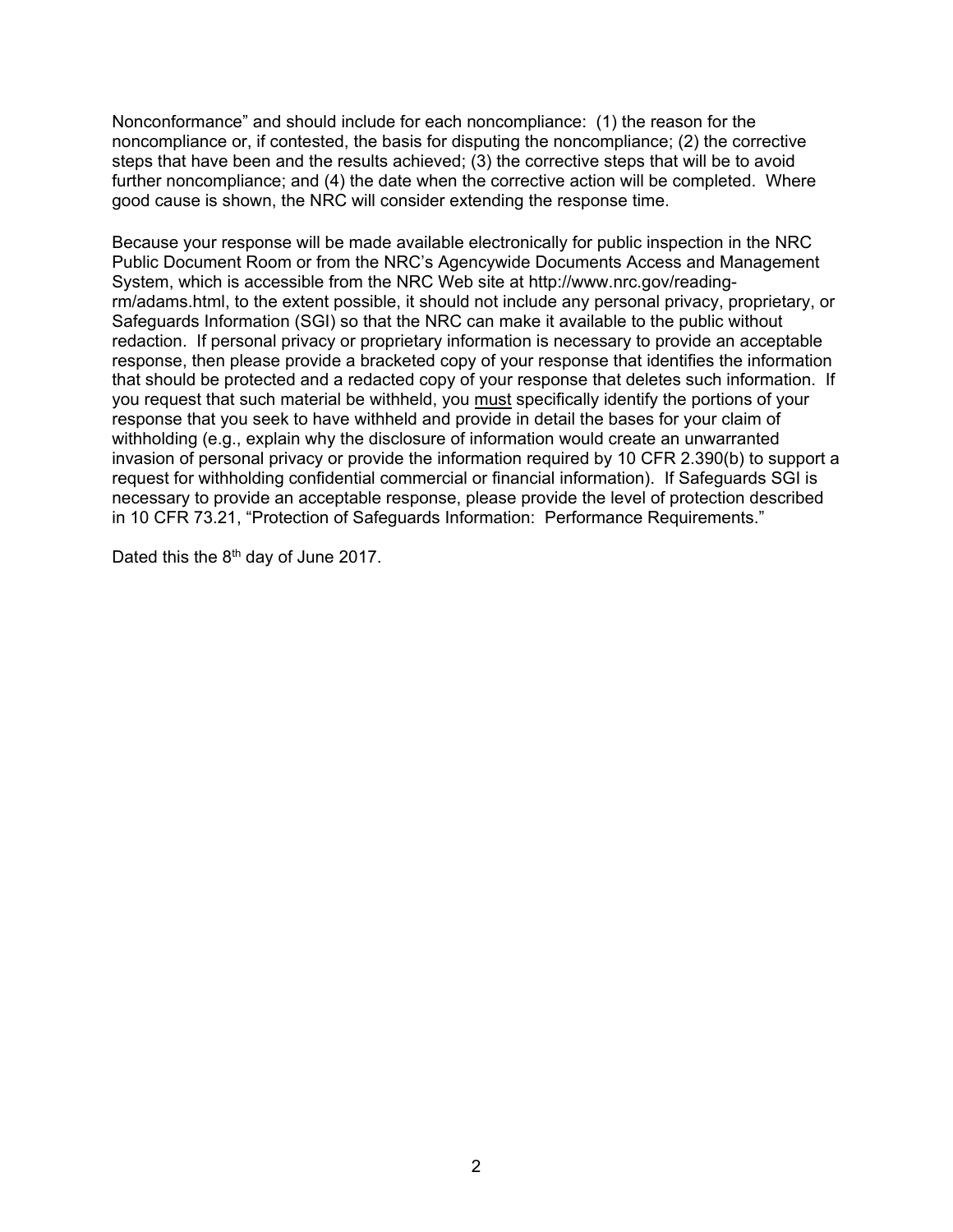Nonconformance" and should include for each noncompliance: (1) the reason for the noncompliance or, if contested, the basis for disputing the noncompliance; (2) the corrective steps that have been and the results achieved; (3) the corrective steps that will be to avoid further noncompliance; and (4) the date when the corrective action will be completed. Where good cause is shown, the NRC will consider extending the response time.

Because your response will be made available electronically for public inspection in the NRC Public Document Room or from the NRC's Agencywide Documents Access and Management System, which is accessible from the NRC Web site at http://www.nrc.gov/reading-rm/adams.html, to the extent possible, it should not include any personal privacy, proprietary, or Safeguards Information (SGI) so that the NRC can make it available to the public without redaction. If personal privacy or proprietary information is necessary to provide an acceptable response, then please provide a bracketed copy of your response that identifies the information that should be protected and a redacted copy of your response that deletes such information. If you request that such material be withheld, you must specifically identify the portions of your response that you seek to have withheld and provide in detail the bases for your claim of withholding (e.g., explain why the disclosure of information would create an unwarranted invasion of personal privacy or provide the information required by 10 CFR 2.390(b) to support a request for withholding confidential commercial or financial information). If Safeguards SGI is necessary to provide an acceptable response, please provide the level of protection described in 10 CFR 73.21, "Protection of Safeguards Information: Performance Requirements."

Dated this the 8th day of June 2017.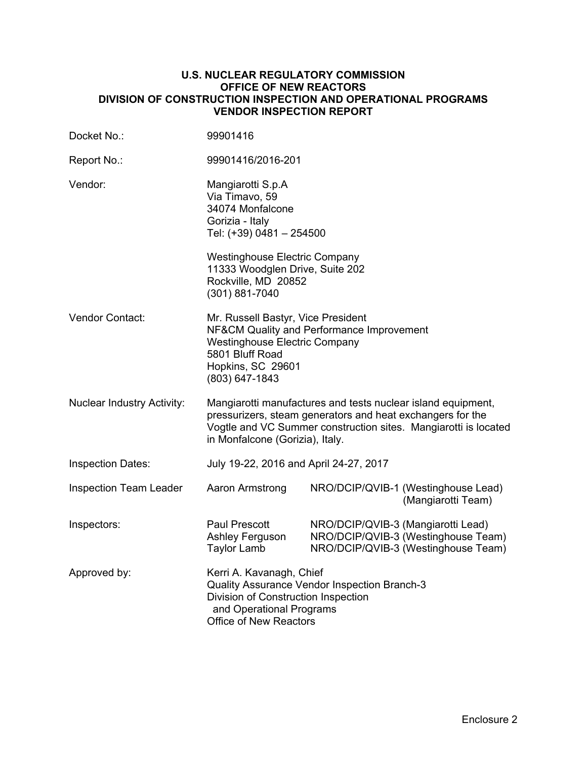**U.S. NUCLEAR REGULATORY COMMISSION**
**OFFICE OF NEW REACTORS**
**DIVISION OF CONSTRUCTION INSPECTION AND OPERATIONAL PROGRAMS**
**VENDOR INSPECTION REPORT**

| | | |
|---|---|---|
| Docket No.: | 99901416 | |
| Report No.: | 99901416/2016-201 | |
| Vendor: | Mangiarotti S.p.A<br>Via Timavo, 59<br>34074 Monfalcone<br>Gorizia - Italy<br>Tel: (+39) 0481 – 254500<br><br>Westinghouse Electric Company<br>11333 Woodglen Drive, Suite 202<br>Rockville, MD 20852<br>(301) 881-7040 | |
| Vendor Contact: | Mr. Russell Bastyr, Vice President<br>NF&CM Quality and Performance Improvement<br>Westinghouse Electric Company<br>5801 Bluff Road<br>Hopkins, SC 29601<br>(803) 647-1843 | |
| Nuclear Industry Activity: | Mangiarotti manufactures and tests nuclear island equipment, pressurizers, steam generators and heat exchangers for the Vogtle and VC Summer construction sites. Mangiarotti is located in Monfalcone (Gorizia), Italy. | |
| Inspection Dates: | July 19-22, 2016 and April 24-27, 2017 | |
| Inspection Team Leader | Aaron Armstrong | NRO/DCIP/QVIB-1 (Westinghouse Lead)<br>(Mangiarotti Team) |
| Inspectors: | Paul Prescott<br>Ashley Ferguson<br>Taylor Lamb | NRO/DCIP/QVIB-3 (Mangiarotti Lead)<br>NRO/DCIP/QVIB-3 (Westinghouse Team)<br>NRO/DCIP/QVIB-3 (Westinghouse Team) |
| Approved by: | Kerri A. Kavanagh, Chief<br>Quality Assurance Vendor Inspection Branch-3<br>Division of Construction Inspection<br>and Operational Programs<br>Office of New Reactors | |

Enclosure 2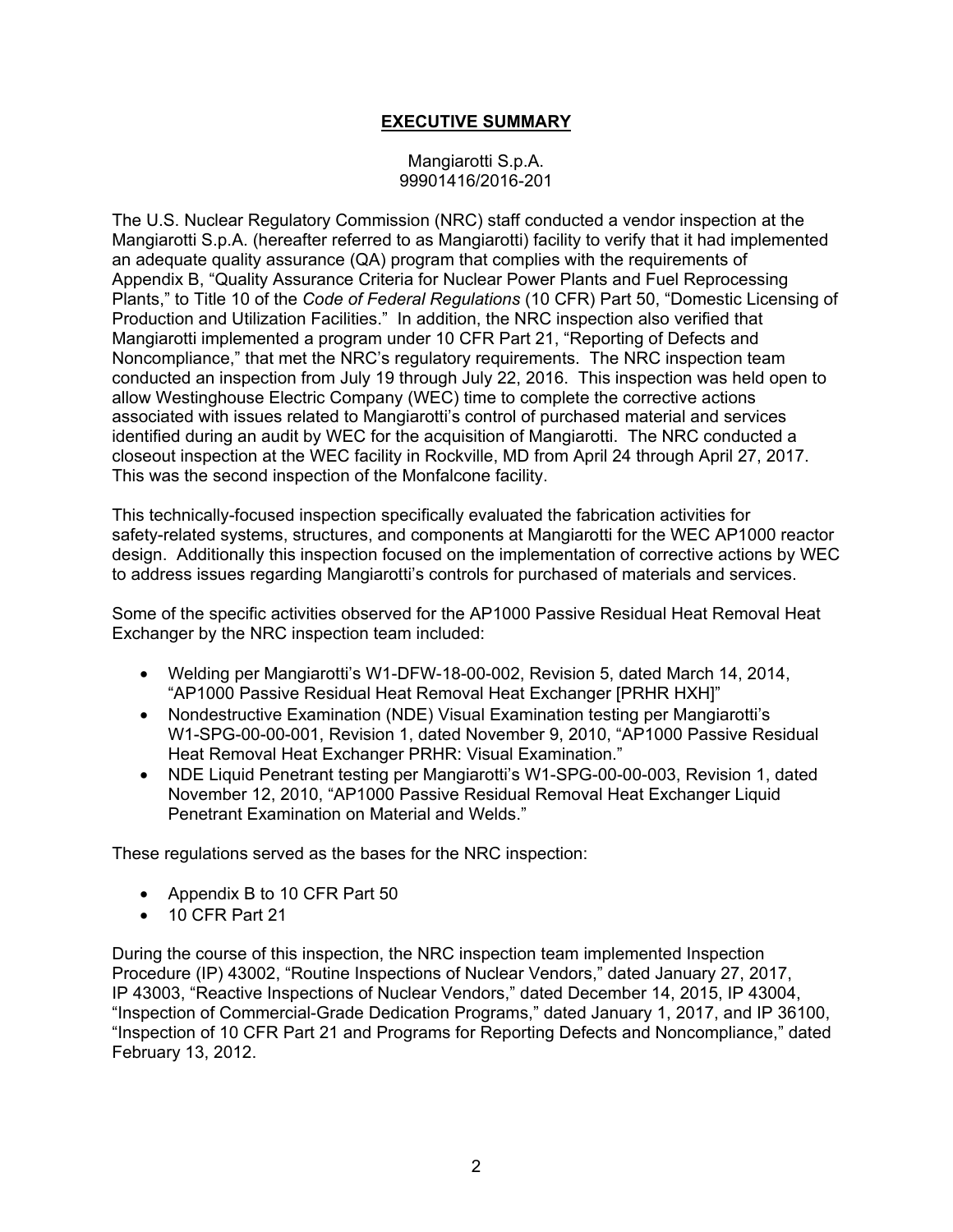# EXECUTIVE SUMMARY

Mangiarotti S.p.A.
99901416/2016-201

The U.S. Nuclear Regulatory Commission (NRC) staff conducted a vendor inspection at the Mangiarotti S.p.A. (hereafter referred to as Mangiarotti) facility to verify that it had implemented an adequate quality assurance (QA) program that complies with the requirements of Appendix B, "Quality Assurance Criteria for Nuclear Power Plants and Fuel Reprocessing Plants," to Title 10 of the *Code of Federal Regulations* (10 CFR) Part 50, "Domestic Licensing of Production and Utilization Facilities." In addition, the NRC inspection also verified that Mangiarotti implemented a program under 10 CFR Part 21, "Reporting of Defects and Noncompliance," that met the NRC's regulatory requirements. The NRC inspection team conducted an inspection from July 19 through July 22, 2016. This inspection was held open to allow Westinghouse Electric Company (WEC) time to complete the corrective actions associated with issues related to Mangiarotti's control of purchased material and services identified during an audit by WEC for the acquisition of Mangiarotti. The NRC conducted a closeout inspection at the WEC facility in Rockville, MD from April 24 through April 27, 2017. This was the second inspection of the Monfalcone facility.

This technically-focused inspection specifically evaluated the fabrication activities for safety-related systems, structures, and components at Mangiarotti for the WEC AP1000 reactor design. Additionally this inspection focused on the implementation of corrective actions by WEC to address issues regarding Mangiarotti's controls for purchased of materials and services.

Some of the specific activities observed for the AP1000 Passive Residual Heat Removal Heat Exchanger by the NRC inspection team included:

- Welding per Mangiarotti's W1-DFW-18-00-002, Revision 5, dated March 14, 2014, "AP1000 Passive Residual Heat Removal Heat Exchanger [PRHR HXH]"
- Nondestructive Examination (NDE) Visual Examination testing per Mangiarotti's W1-SPG-00-00-001, Revision 1, dated November 9, 2010, "AP1000 Passive Residual Heat Removal Heat Exchanger PRHR: Visual Examination."
- NDE Liquid Penetrant testing per Mangiarotti's W1-SPG-00-00-003, Revision 1, dated November 12, 2010, "AP1000 Passive Residual Removal Heat Exchanger Liquid Penetrant Examination on Material and Welds."

These regulations served as the bases for the NRC inspection:

- Appendix B to 10 CFR Part 50
- 10 CFR Part 21

During the course of this inspection, the NRC inspection team implemented Inspection Procedure (IP) 43002, "Routine Inspections of Nuclear Vendors," dated January 27, 2017, IP 43003, "Reactive Inspections of Nuclear Vendors," dated December 14, 2015, IP 43004, "Inspection of Commercial-Grade Dedication Programs," dated January 1, 2017, and IP 36100, "Inspection of 10 CFR Part 21 and Programs for Reporting Defects and Noncompliance," dated February 13, 2012.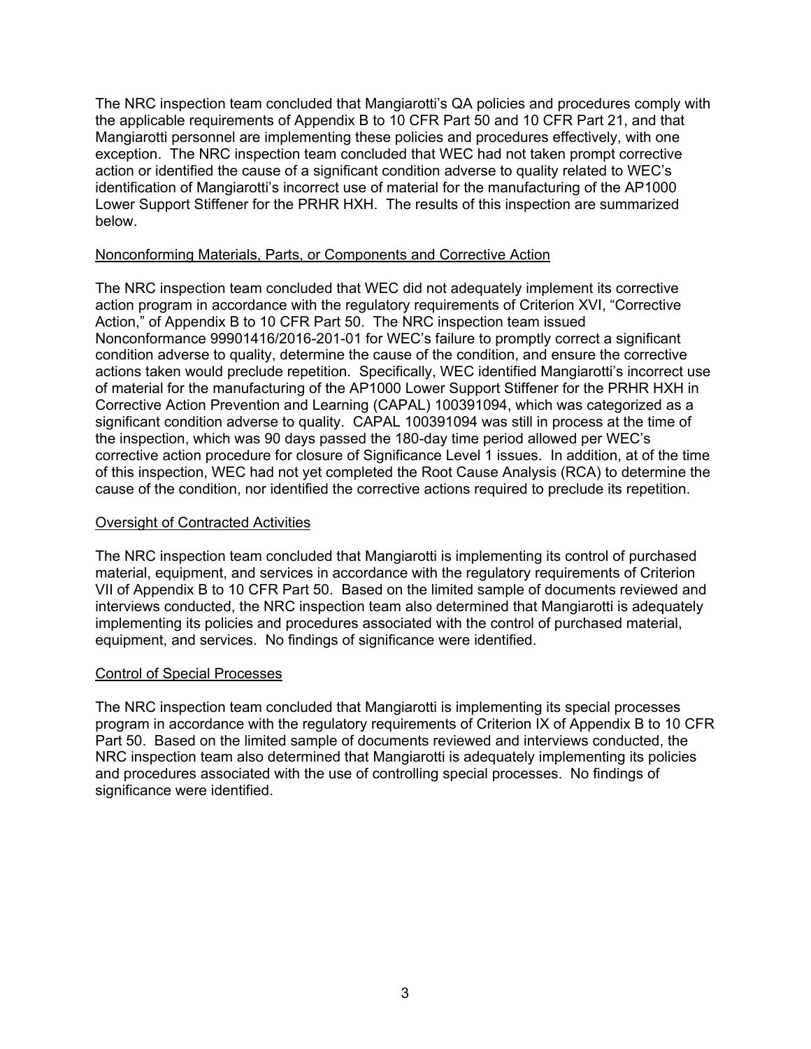The NRC inspection team concluded that Mangiarotti's QA policies and procedures comply with the applicable requirements of Appendix B to 10 CFR Part 50 and 10 CFR Part 21, and that Mangiarotti personnel are implementing these policies and procedures effectively, with one exception. The NRC inspection team concluded that WEC had not taken prompt corrective action or identified the cause of a significant condition adverse to quality related to WEC's identification of Mangiarotti's incorrect use of material for the manufacturing of the AP1000 Lower Support Stiffener for the PRHR HXH. The results of this inspection are summarized below.

Nonconforming Materials, Parts, or Components and Corrective Action

The NRC inspection team concluded that WEC did not adequately implement its corrective action program in accordance with the regulatory requirements of Criterion XVI, "Corrective Action," of Appendix B to 10 CFR Part 50. The NRC inspection team issued Nonconformance 99901416/2016-201-01 for WEC's failure to promptly correct a significant condition adverse to quality, determine the cause of the condition, and ensure the corrective actions taken would preclude repetition. Specifically, WEC identified Mangiarotti's incorrect use of material for the manufacturing of the AP1000 Lower Support Stiffener for the PRHR HXH in Corrective Action Prevention and Learning (CAPAL) 100391094, which was categorized as a significant condition adverse to quality. CAPAL 100391094 was still in process at the time of the inspection, which was 90 days passed the 180-day time period allowed per WEC's corrective action procedure for closure of Significance Level 1 issues. In addition, at of the time of this inspection, WEC had not yet completed the Root Cause Analysis (RCA) to determine the cause of the condition, nor identified the corrective actions required to preclude its repetition.

Oversight of Contracted Activities

The NRC inspection team concluded that Mangiarotti is implementing its control of purchased material, equipment, and services in accordance with the regulatory requirements of Criterion VII of Appendix B to 10 CFR Part 50. Based on the limited sample of documents reviewed and interviews conducted, the NRC inspection team also determined that Mangiarotti is adequately implementing its policies and procedures associated with the control of purchased material, equipment, and services. No findings of significance were identified.

Control of Special Processes

The NRC inspection team concluded that Mangiarotti is implementing its special processes program in accordance with the regulatory requirements of Criterion IX of Appendix B to 10 CFR Part 50. Based on the limited sample of documents reviewed and interviews conducted, the NRC inspection team also determined that Mangiarotti is adequately implementing its policies and procedures associated with the use of controlling special processes. No findings of significance were identified.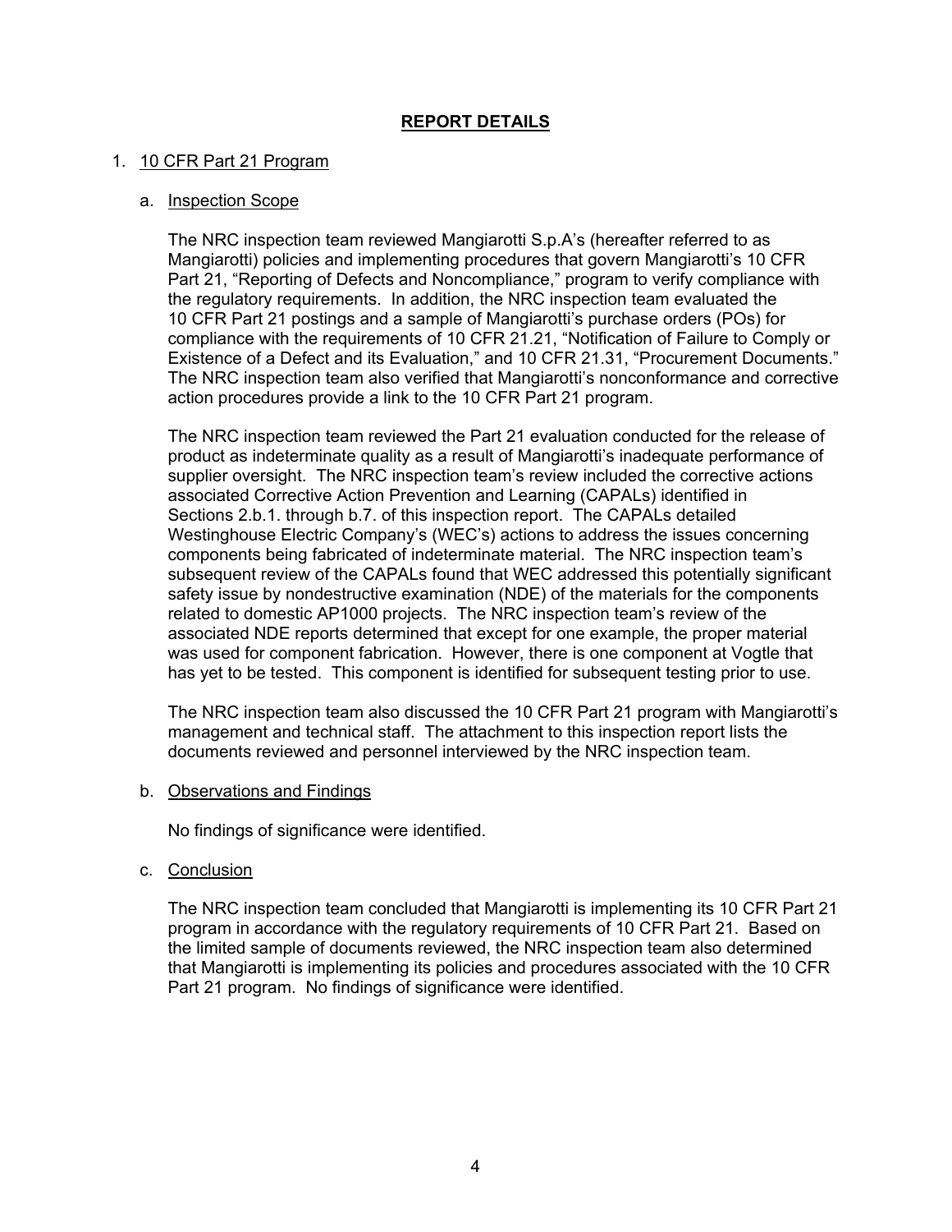## REPORT DETAILS

1. 10 CFR Part 21 Program

   a. Inspection Scope

      The NRC inspection team reviewed Mangiarotti S.p.A's (hereafter referred to as Mangiarotti) policies and implementing procedures that govern Mangiarotti's 10 CFR Part 21, "Reporting of Defects and Noncompliance," program to verify compliance with the regulatory requirements. In addition, the NRC inspection team evaluated the 10 CFR Part 21 postings and a sample of Mangiarotti's purchase orders (POs) for compliance with the requirements of 10 CFR 21.21, "Notification of Failure to Comply or Existence of a Defect and its Evaluation," and 10 CFR 21.31, "Procurement Documents." The NRC inspection team also verified that Mangiarotti's nonconformance and corrective action procedures provide a link to the 10 CFR Part 21 program.

      The NRC inspection team reviewed the Part 21 evaluation conducted for the release of product as indeterminate quality as a result of Mangiarotti's inadequate performance of supplier oversight. The NRC inspection team's review included the corrective actions associated Corrective Action Prevention and Learning (CAPALs) identified in Sections 2.b.1. through b.7. of this inspection report. The CAPALs detailed Westinghouse Electric Company's (WEC's) actions to address the issues concerning components being fabricated of indeterminate material. The NRC inspection team's subsequent review of the CAPALs found that WEC addressed this potentially significant safety issue by nondestructive examination (NDE) of the materials for the components related to domestic AP1000 projects. The NRC inspection team's review of the associated NDE reports determined that except for one example, the proper material was used for component fabrication. However, there is one component at Vogtle that has yet to be tested. This component is identified for subsequent testing prior to use.

      The NRC inspection team also discussed the 10 CFR Part 21 program with Mangiarotti's management and technical staff. The attachment to this inspection report lists the documents reviewed and personnel interviewed by the NRC inspection team.

   b. Observations and Findings

      No findings of significance were identified.

   c. Conclusion

      The NRC inspection team concluded that Mangiarotti is implementing its 10 CFR Part 21 program in accordance with the regulatory requirements of 10 CFR Part 21. Based on the limited sample of documents reviewed, the NRC inspection team also determined that Mangiarotti is implementing its policies and procedures associated with the 10 CFR Part 21 program. No findings of significance were identified.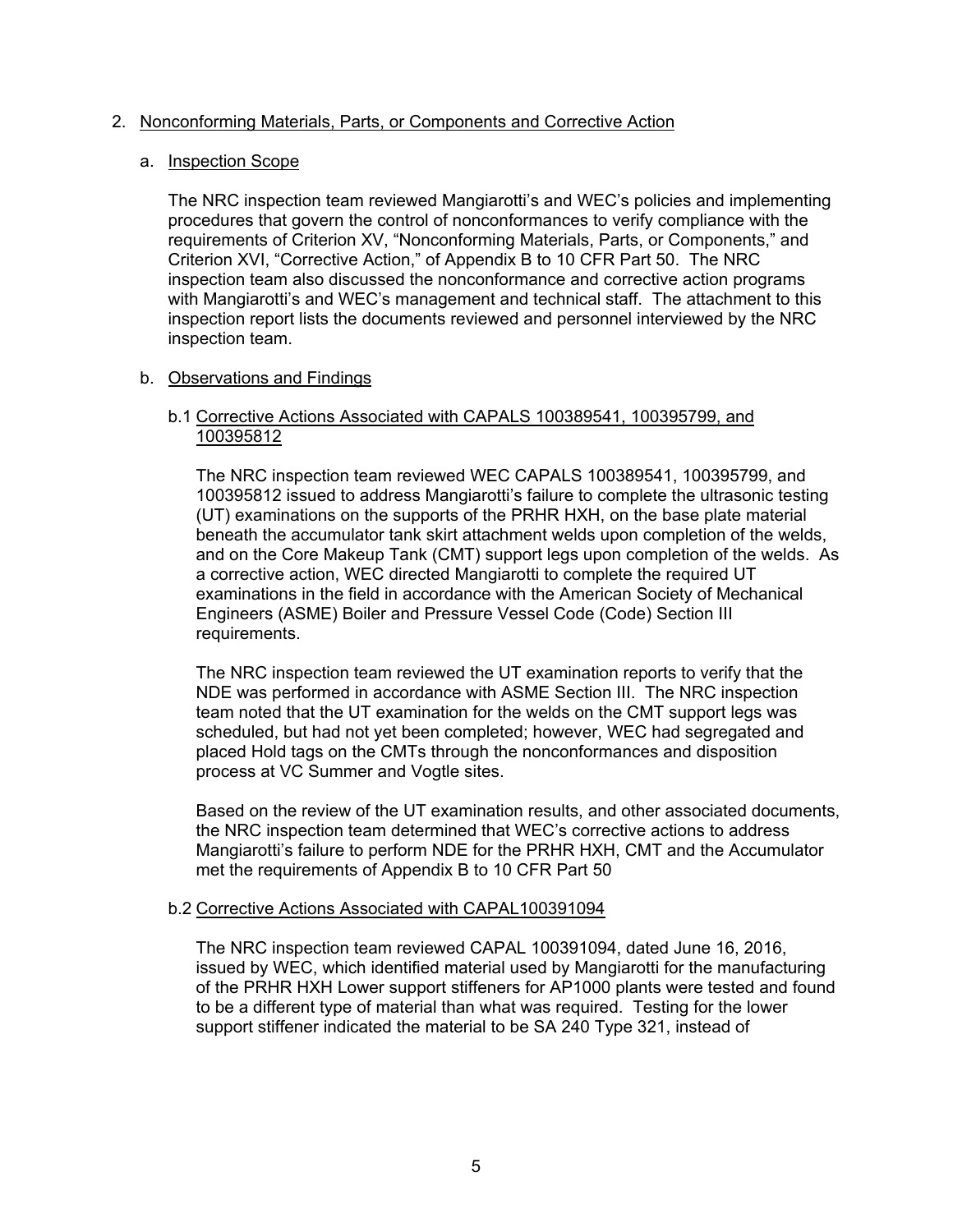## 2. Nonconforming Materials, Parts, or Components and Corrective Action

### a. Inspection Scope

The NRC inspection team reviewed Mangiarotti's and WEC's policies and implementing procedures that govern the control of nonconformances to verify compliance with the requirements of Criterion XV, "Nonconforming Materials, Parts, or Components," and Criterion XVI, "Corrective Action," of Appendix B to 10 CFR Part 50. The NRC inspection team also discussed the nonconformance and corrective action programs with Mangiarotti's and WEC's management and technical staff. The attachment to this inspection report lists the documents reviewed and personnel interviewed by the NRC inspection team.

### b. Observations and Findings

#### b.1 Corrective Actions Associated with CAPALS 100389541, 100395799, and 100395812

The NRC inspection team reviewed WEC CAPALS 100389541, 100395799, and 100395812 issued to address Mangiarotti's failure to complete the ultrasonic testing (UT) examinations on the supports of the PRHR HXH, on the base plate material beneath the accumulator tank skirt attachment welds upon completion of the welds, and on the Core Makeup Tank (CMT) support legs upon completion of the welds. As a corrective action, WEC directed Mangiarotti to complete the required UT examinations in the field in accordance with the American Society of Mechanical Engineers (ASME) Boiler and Pressure Vessel Code (Code) Section III requirements.

The NRC inspection team reviewed the UT examination reports to verify that the NDE was performed in accordance with ASME Section III. The NRC inspection team noted that the UT examination for the welds on the CMT support legs was scheduled, but had not yet been completed; however, WEC had segregated and placed Hold tags on the CMTs through the nonconformances and disposition process at VC Summer and Vogtle sites.

Based on the review of the UT examination results, and other associated documents, the NRC inspection team determined that WEC's corrective actions to address Mangiarotti's failure to perform NDE for the PRHR HXH, CMT and the Accumulator met the requirements of Appendix B to 10 CFR Part 50

#### b.2 Corrective Actions Associated with CAPAL100391094

The NRC inspection team reviewed CAPAL 100391094, dated June 16, 2016, issued by WEC, which identified material used by Mangiarotti for the manufacturing of the PRHR HXH Lower support stiffeners for AP1000 plants were tested and found to be a different type of material than what was required. Testing for the lower support stiffener indicated the material to be SA 240 Type 321, instead of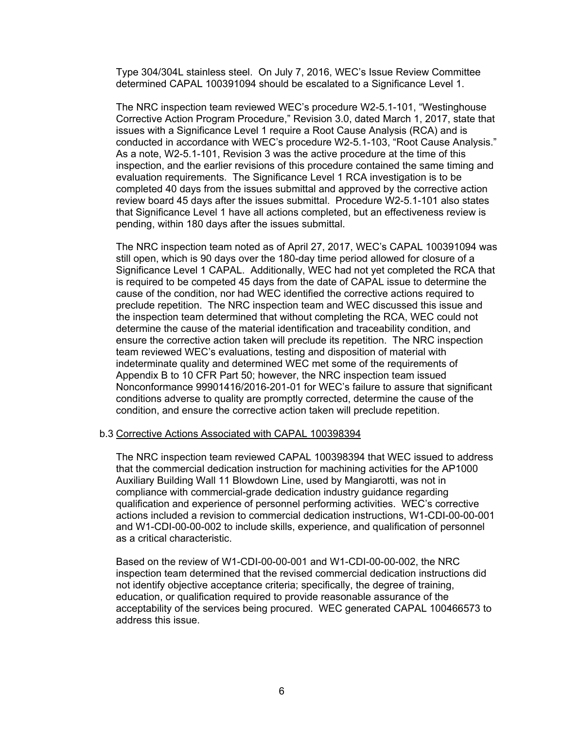Type 304/304L stainless steel. On July 7, 2016, WEC's Issue Review Committee determined CAPAL 100391094 should be escalated to a Significance Level 1.

The NRC inspection team reviewed WEC's procedure W2-5.1-101, "Westinghouse Corrective Action Program Procedure," Revision 3.0, dated March 1, 2017, state that issues with a Significance Level 1 require a Root Cause Analysis (RCA) and is conducted in accordance with WEC's procedure W2-5.1-103, "Root Cause Analysis." As a note, W2-5.1-101, Revision 3 was the active procedure at the time of this inspection, and the earlier revisions of this procedure contained the same timing and evaluation requirements. The Significance Level 1 RCA investigation is to be completed 40 days from the issues submittal and approved by the corrective action review board 45 days after the issues submittal. Procedure W2-5.1-101 also states that Significance Level 1 have all actions completed, but an effectiveness review is pending, within 180 days after the issues submittal.

The NRC inspection team noted as of April 27, 2017, WEC's CAPAL 100391094 was still open, which is 90 days over the 180-day time period allowed for closure of a Significance Level 1 CAPAL. Additionally, WEC had not yet completed the RCA that is required to be competed 45 days from the date of CAPAL issue to determine the cause of the condition, nor had WEC identified the corrective actions required to preclude repetition. The NRC inspection team and WEC discussed this issue and the inspection team determined that without completing the RCA, WEC could not determine the cause of the material identification and traceability condition, and ensure the corrective action taken will preclude its repetition. The NRC inspection team reviewed WEC's evaluations, testing and disposition of material with indeterminate quality and determined WEC met some of the requirements of Appendix B to 10 CFR Part 50; however, the NRC inspection team issued Nonconformance 99901416/2016-201-01 for WEC's failure to assure that significant conditions adverse to quality are promptly corrected, determine the cause of the condition, and ensure the corrective action taken will preclude repetition.

b.3 Corrective Actions Associated with CAPAL 100398394

The NRC inspection team reviewed CAPAL 100398394 that WEC issued to address that the commercial dedication instruction for machining activities for the AP1000 Auxiliary Building Wall 11 Blowdown Line, used by Mangiarotti, was not in compliance with commercial-grade dedication industry guidance regarding qualification and experience of personnel performing activities. WEC's corrective actions included a revision to commercial dedication instructions, W1-CDI-00-00-001 and W1-CDI-00-00-002 to include skills, experience, and qualification of personnel as a critical characteristic.

Based on the review of W1-CDI-00-00-001 and W1-CDI-00-00-002, the NRC inspection team determined that the revised commercial dedication instructions did not identify objective acceptance criteria; specifically, the degree of training, education, or qualification required to provide reasonable assurance of the acceptability of the services being procured. WEC generated CAPAL 100466573 to address this issue.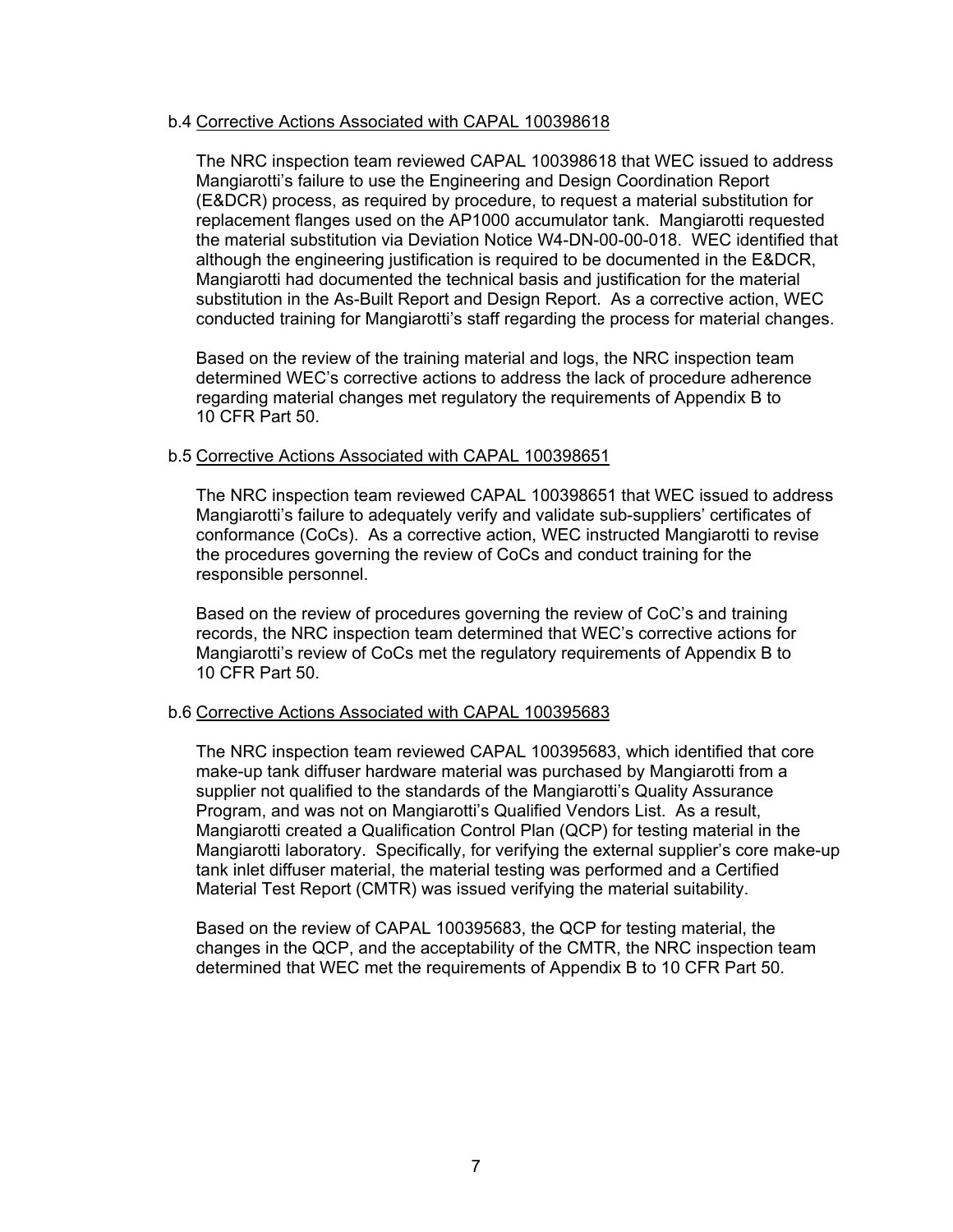b.4 Corrective Actions Associated with CAPAL 100398618

The NRC inspection team reviewed CAPAL 100398618 that WEC issued to address Mangiarotti's failure to use the Engineering and Design Coordination Report (E&DCR) process, as required by procedure, to request a material substitution for replacement flanges used on the AP1000 accumulator tank. Mangiarotti requested the material substitution via Deviation Notice W4-DN-00-00-018. WEC identified that although the engineering justification is required to be documented in the E&DCR, Mangiarotti had documented the technical basis and justification for the material substitution in the As-Built Report and Design Report. As a corrective action, WEC conducted training for Mangiarotti's staff regarding the process for material changes.

Based on the review of the training material and logs, the NRC inspection team determined WEC's corrective actions to address the lack of procedure adherence regarding material changes met regulatory the requirements of Appendix B to 10 CFR Part 50.

b.5 Corrective Actions Associated with CAPAL 100398651

The NRC inspection team reviewed CAPAL 100398651 that WEC issued to address Mangiarotti's failure to adequately verify and validate sub-suppliers' certificates of conformance (CoCs). As a corrective action, WEC instructed Mangiarotti to revise the procedures governing the review of CoCs and conduct training for the responsible personnel.

Based on the review of procedures governing the review of CoC's and training records, the NRC inspection team determined that WEC's corrective actions for Mangiarotti's review of CoCs met the regulatory requirements of Appendix B to 10 CFR Part 50.

b.6 Corrective Actions Associated with CAPAL 100395683

The NRC inspection team reviewed CAPAL 100395683, which identified that core make-up tank diffuser hardware material was purchased by Mangiarotti from a supplier not qualified to the standards of the Mangiarotti's Quality Assurance Program, and was not on Mangiarotti's Qualified Vendors List. As a result, Mangiarotti created a Qualification Control Plan (QCP) for testing material in the Mangiarotti laboratory. Specifically, for verifying the external supplier's core make-up tank inlet diffuser material, the material testing was performed and a Certified Material Test Report (CMTR) was issued verifying the material suitability.

Based on the review of CAPAL 100395683, the QCP for testing material, the changes in the QCP, and the acceptability of the CMTR, the NRC inspection team determined that WEC met the requirements of Appendix B to 10 CFR Part 50.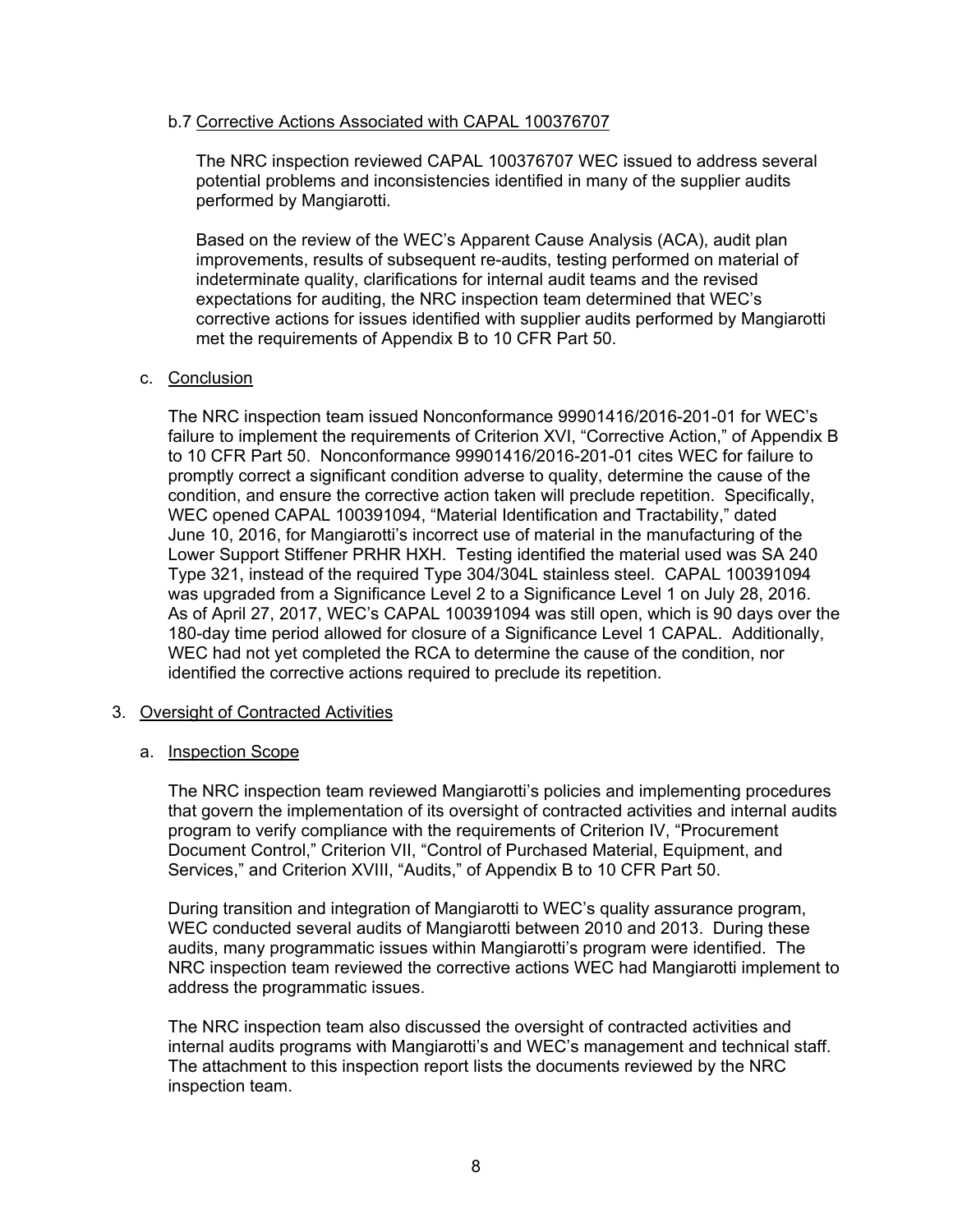b.7 Corrective Actions Associated with CAPAL 100376707

The NRC inspection reviewed CAPAL 100376707 WEC issued to address several potential problems and inconsistencies identified in many of the supplier audits performed by Mangiarotti.

Based on the review of the WEC's Apparent Cause Analysis (ACA), audit plan improvements, results of subsequent re-audits, testing performed on material of indeterminate quality, clarifications for internal audit teams and the revised expectations for auditing, the NRC inspection team determined that WEC's corrective actions for issues identified with supplier audits performed by Mangiarotti met the requirements of Appendix B to 10 CFR Part 50.

c. Conclusion

The NRC inspection team issued Nonconformance 99901416/2016-201-01 for WEC's failure to implement the requirements of Criterion XVI, "Corrective Action," of Appendix B to 10 CFR Part 50. Nonconformance 99901416/2016-201-01 cites WEC for failure to promptly correct a significant condition adverse to quality, determine the cause of the condition, and ensure the corrective action taken will preclude repetition. Specifically, WEC opened CAPAL 100391094, "Material Identification and Tractability," dated June 10, 2016, for Mangiarotti's incorrect use of material in the manufacturing of the Lower Support Stiffener PRHR HXH. Testing identified the material used was SA 240 Type 321, instead of the required Type 304/304L stainless steel. CAPAL 100391094 was upgraded from a Significance Level 2 to a Significance Level 1 on July 28, 2016. As of April 27, 2017, WEC's CAPAL 100391094 was still open, which is 90 days over the 180-day time period allowed for closure of a Significance Level 1 CAPAL. Additionally, WEC had not yet completed the RCA to determine the cause of the condition, nor identified the corrective actions required to preclude its repetition.

3. Oversight of Contracted Activities

a. Inspection Scope

The NRC inspection team reviewed Mangiarotti's policies and implementing procedures that govern the implementation of its oversight of contracted activities and internal audits program to verify compliance with the requirements of Criterion IV, "Procurement Document Control," Criterion VII, "Control of Purchased Material, Equipment, and Services," and Criterion XVIII, "Audits," of Appendix B to 10 CFR Part 50.

During transition and integration of Mangiarotti to WEC's quality assurance program, WEC conducted several audits of Mangiarotti between 2010 and 2013. During these audits, many programmatic issues within Mangiarotti's program were identified. The NRC inspection team reviewed the corrective actions WEC had Mangiarotti implement to address the programmatic issues.

The NRC inspection team also discussed the oversight of contracted activities and internal audits programs with Mangiarotti's and WEC's management and technical staff. The attachment to this inspection report lists the documents reviewed by the NRC inspection team.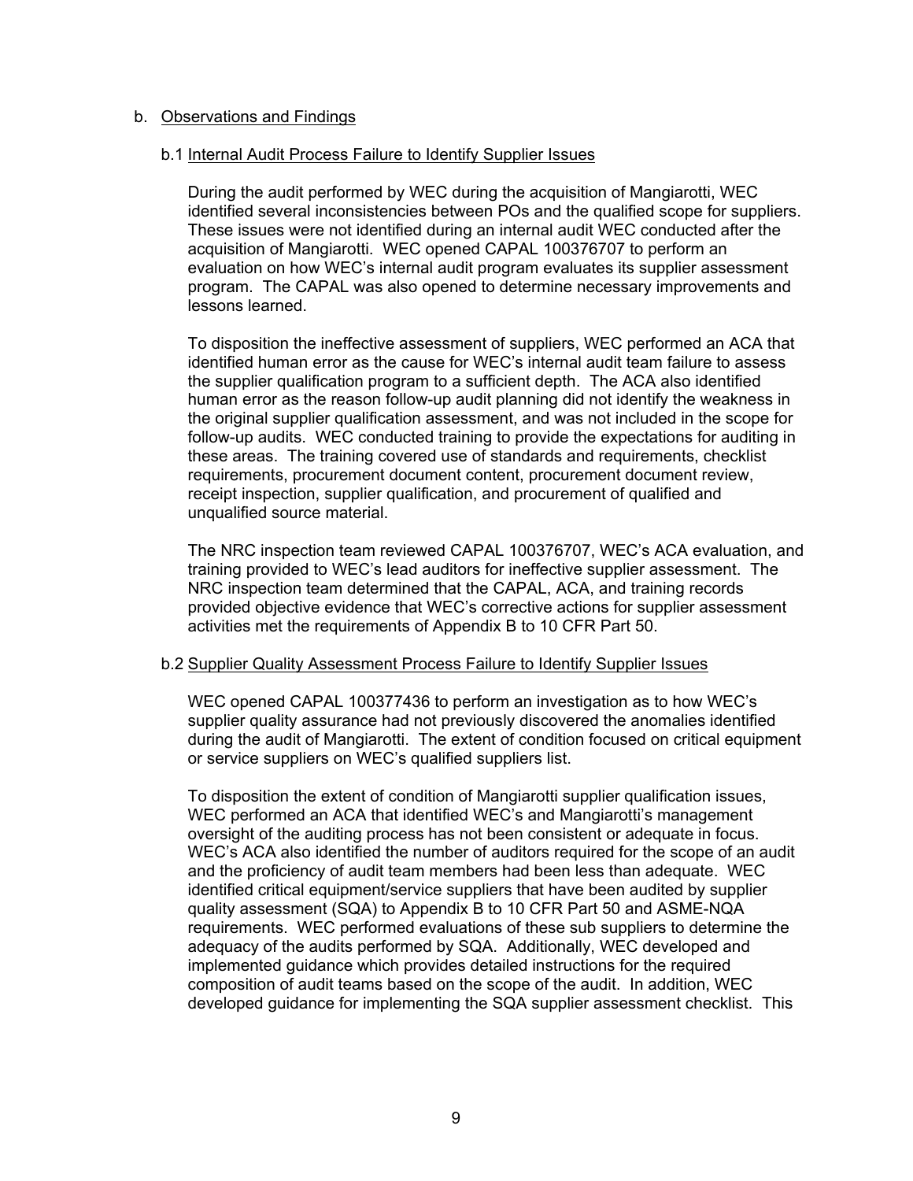b. Observations and Findings

b.1 Internal Audit Process Failure to Identify Supplier Issues

During the audit performed by WEC during the acquisition of Mangiarotti, WEC identified several inconsistencies between POs and the qualified scope for suppliers. These issues were not identified during an internal audit WEC conducted after the acquisition of Mangiarotti. WEC opened CAPAL 100376707 to perform an evaluation on how WEC's internal audit program evaluates its supplier assessment program. The CAPAL was also opened to determine necessary improvements and lessons learned.

To disposition the ineffective assessment of suppliers, WEC performed an ACA that identified human error as the cause for WEC's internal audit team failure to assess the supplier qualification program to a sufficient depth. The ACA also identified human error as the reason follow-up audit planning did not identify the weakness in the original supplier qualification assessment, and was not included in the scope for follow-up audits. WEC conducted training to provide the expectations for auditing in these areas. The training covered use of standards and requirements, checklist requirements, procurement document content, procurement document review, receipt inspection, supplier qualification, and procurement of qualified and unqualified source material.

The NRC inspection team reviewed CAPAL 100376707, WEC's ACA evaluation, and training provided to WEC's lead auditors for ineffective supplier assessment. The NRC inspection team determined that the CAPAL, ACA, and training records provided objective evidence that WEC's corrective actions for supplier assessment activities met the requirements of Appendix B to 10 CFR Part 50.

b.2 Supplier Quality Assessment Process Failure to Identify Supplier Issues

WEC opened CAPAL 100377436 to perform an investigation as to how WEC's supplier quality assurance had not previously discovered the anomalies identified during the audit of Mangiarotti. The extent of condition focused on critical equipment or service suppliers on WEC's qualified suppliers list.

To disposition the extent of condition of Mangiarotti supplier qualification issues, WEC performed an ACA that identified WEC's and Mangiarotti's management oversight of the auditing process has not been consistent or adequate in focus. WEC's ACA also identified the number of auditors required for the scope of an audit and the proficiency of audit team members had been less than adequate. WEC identified critical equipment/service suppliers that have been audited by supplier quality assessment (SQA) to Appendix B to 10 CFR Part 50 and ASME-NQA requirements. WEC performed evaluations of these sub suppliers to determine the adequacy of the audits performed by SQA. Additionally, WEC developed and implemented guidance which provides detailed instructions for the required composition of audit teams based on the scope of the audit. In addition, WEC developed guidance for implementing the SQA supplier assessment checklist. This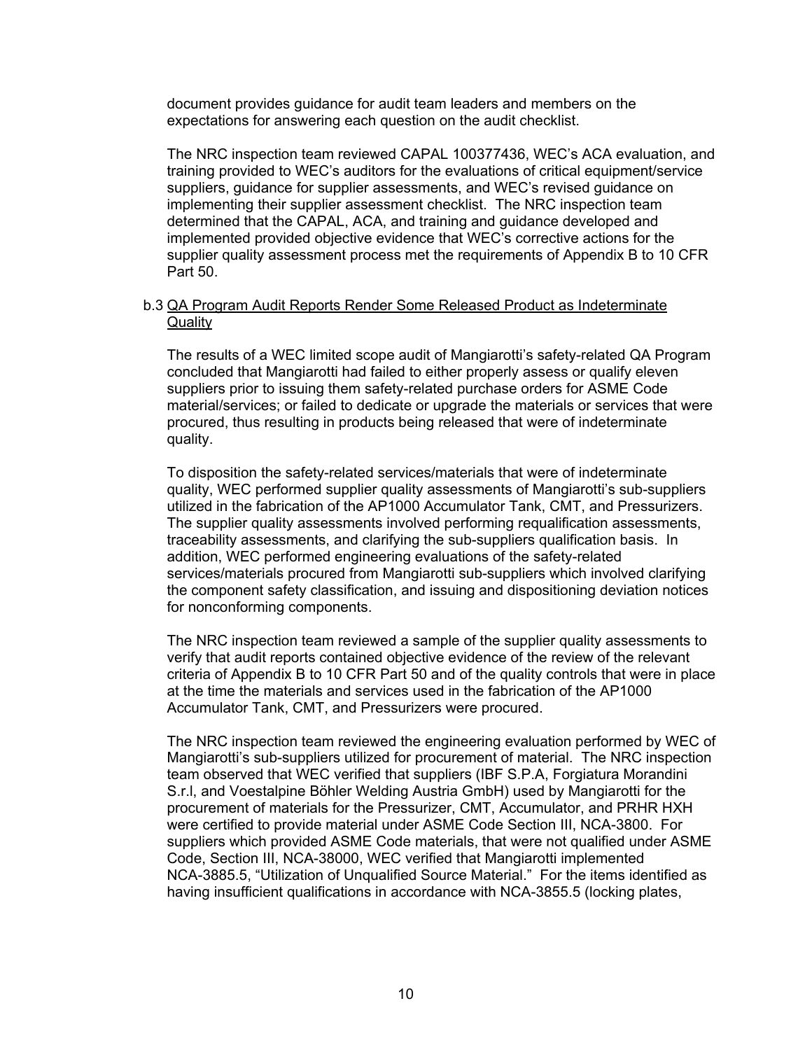document provides guidance for audit team leaders and members on the expectations for answering each question on the audit checklist.

The NRC inspection team reviewed CAPAL 100377436, WEC's ACA evaluation, and training provided to WEC's auditors for the evaluations of critical equipment/service suppliers, guidance for supplier assessments, and WEC's revised guidance on implementing their supplier assessment checklist. The NRC inspection team determined that the CAPAL, ACA, and training and guidance developed and implemented provided objective evidence that WEC's corrective actions for the supplier quality assessment process met the requirements of Appendix B to 10 CFR Part 50.

b.3 QA Program Audit Reports Render Some Released Product as Indeterminate Quality

The results of a WEC limited scope audit of Mangiarotti's safety-related QA Program concluded that Mangiarotti had failed to either properly assess or qualify eleven suppliers prior to issuing them safety-related purchase orders for ASME Code material/services; or failed to dedicate or upgrade the materials or services that were procured, thus resulting in products being released that were of indeterminate quality.

To disposition the safety-related services/materials that were of indeterminate quality, WEC performed supplier quality assessments of Mangiarotti's sub-suppliers utilized in the fabrication of the AP1000 Accumulator Tank, CMT, and Pressurizers. The supplier quality assessments involved performing requalification assessments, traceability assessments, and clarifying the sub-suppliers qualification basis. In addition, WEC performed engineering evaluations of the safety-related services/materials procured from Mangiarotti sub-suppliers which involved clarifying the component safety classification, and issuing and dispositioning deviation notices for nonconforming components.

The NRC inspection team reviewed a sample of the supplier quality assessments to verify that audit reports contained objective evidence of the review of the relevant criteria of Appendix B to 10 CFR Part 50 and of the quality controls that were in place at the time the materials and services used in the fabrication of the AP1000 Accumulator Tank, CMT, and Pressurizers were procured.

The NRC inspection team reviewed the engineering evaluation performed by WEC of Mangiarotti's sub-suppliers utilized for procurement of material. The NRC inspection team observed that WEC verified that suppliers (IBF S.P.A, Forgiatura Morandini S.r.l, and Voestalpine Böhler Welding Austria GmbH) used by Mangiarotti for the procurement of materials for the Pressurizer, CMT, Accumulator, and PRHR HXH were certified to provide material under ASME Code Section III, NCA-3800. For suppliers which provided ASME Code materials, that were not qualified under ASME Code, Section III, NCA-38000, WEC verified that Mangiarotti implemented NCA-3885.5, "Utilization of Unqualified Source Material." For the items identified as having insufficient qualifications in accordance with NCA-3855.5 (locking plates,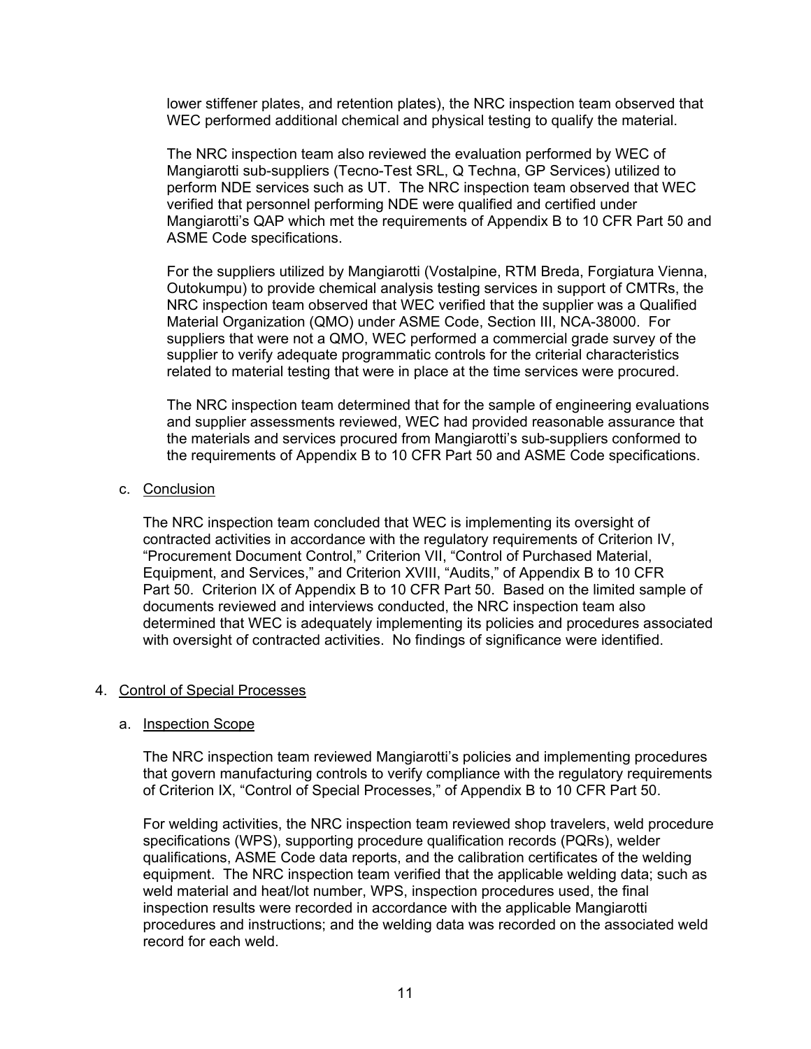lower stiffener plates, and retention plates), the NRC inspection team observed that WEC performed additional chemical and physical testing to qualify the material.

The NRC inspection team also reviewed the evaluation performed by WEC of Mangiarotti sub-suppliers (Tecno-Test SRL, Q Techna, GP Services) utilized to perform NDE services such as UT. The NRC inspection team observed that WEC verified that personnel performing NDE were qualified and certified under Mangiarotti's QAP which met the requirements of Appendix B to 10 CFR Part 50 and ASME Code specifications.

For the suppliers utilized by Mangiarotti (Vostalpine, RTM Breda, Forgiatura Vienna, Outokumpu) to provide chemical analysis testing services in support of CMTRs, the NRC inspection team observed that WEC verified that the supplier was a Qualified Material Organization (QMO) under ASME Code, Section III, NCA-38000. For suppliers that were not a QMO, WEC performed a commercial grade survey of the supplier to verify adequate programmatic controls for the criterial characteristics related to material testing that were in place at the time services were procured.

The NRC inspection team determined that for the sample of engineering evaluations and supplier assessments reviewed, WEC had provided reasonable assurance that the materials and services procured from Mangiarotti's sub-suppliers conformed to the requirements of Appendix B to 10 CFR Part 50 and ASME Code specifications.

c. Conclusion

The NRC inspection team concluded that WEC is implementing its oversight of contracted activities in accordance with the regulatory requirements of Criterion IV, "Procurement Document Control," Criterion VII, "Control of Purchased Material, Equipment, and Services," and Criterion XVIII, "Audits," of Appendix B to 10 CFR Part 50. Criterion IX of Appendix B to 10 CFR Part 50. Based on the limited sample of documents reviewed and interviews conducted, the NRC inspection team also determined that WEC is adequately implementing its policies and procedures associated with oversight of contracted activities. No findings of significance were identified.

## 4. Control of Special Processes

a. Inspection Scope

The NRC inspection team reviewed Mangiarotti's policies and implementing procedures that govern manufacturing controls to verify compliance with the regulatory requirements of Criterion IX, "Control of Special Processes," of Appendix B to 10 CFR Part 50.

For welding activities, the NRC inspection team reviewed shop travelers, weld procedure specifications (WPS), supporting procedure qualification records (PQRs), welder qualifications, ASME Code data reports, and the calibration certificates of the welding equipment. The NRC inspection team verified that the applicable welding data; such as weld material and heat/lot number, WPS, inspection procedures used, the final inspection results were recorded in accordance with the applicable Mangiarotti procedures and instructions; and the welding data was recorded on the associated weld record for each weld.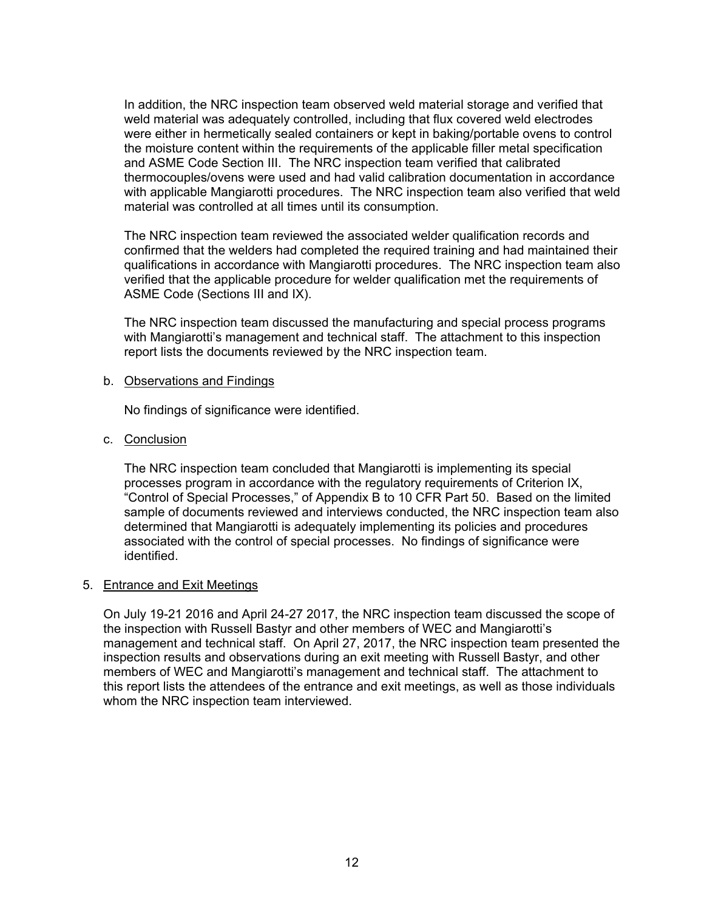In addition, the NRC inspection team observed weld material storage and verified that weld material was adequately controlled, including that flux covered weld electrodes were either in hermetically sealed containers or kept in baking/portable ovens to control the moisture content within the requirements of the applicable filler metal specification and ASME Code Section III. The NRC inspection team verified that calibrated thermocouples/ovens were used and had valid calibration documentation in accordance with applicable Mangiarotti procedures. The NRC inspection team also verified that weld material was controlled at all times until its consumption.

The NRC inspection team reviewed the associated welder qualification records and confirmed that the welders had completed the required training and had maintained their qualifications in accordance with Mangiarotti procedures. The NRC inspection team also verified that the applicable procedure for welder qualification met the requirements of ASME Code (Sections III and IX).

The NRC inspection team discussed the manufacturing and special process programs with Mangiarotti's management and technical staff. The attachment to this inspection report lists the documents reviewed by the NRC inspection team.

b. Observations and Findings

No findings of significance were identified.

c. Conclusion

The NRC inspection team concluded that Mangiarotti is implementing its special processes program in accordance with the regulatory requirements of Criterion IX, "Control of Special Processes," of Appendix B to 10 CFR Part 50. Based on the limited sample of documents reviewed and interviews conducted, the NRC inspection team also determined that Mangiarotti is adequately implementing its policies and procedures associated with the control of special processes. No findings of significance were identified.

## 5. Entrance and Exit Meetings

On July 19-21 2016 and April 24-27 2017, the NRC inspection team discussed the scope of the inspection with Russell Bastyr and other members of WEC and Mangiarotti's management and technical staff. On April 27, 2017, the NRC inspection team presented the inspection results and observations during an exit meeting with Russell Bastyr, and other members of WEC and Mangiarotti's management and technical staff. The attachment to this report lists the attendees of the entrance and exit meetings, as well as those individuals whom the NRC inspection team interviewed.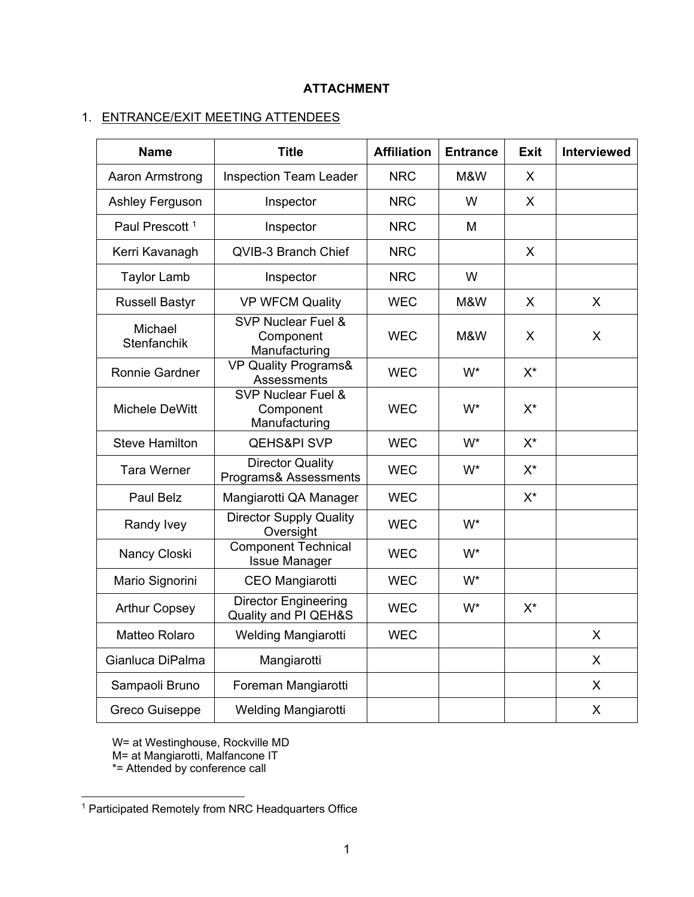**ATTACHMENT**

1. ENTRANCE/EXIT MEETING ATTENDEES

| Name | Title | Affiliation | Entrance | Exit | Interviewed |
|---|---|---|---|---|---|
| Aaron Armstrong | Inspection Team Leader | NRC | M&W | X | |
| Ashley Ferguson | Inspector | NRC | W | X | |
| Paul Prescott [1] | Inspector | NRC | M | | |
| Kerri Kavanagh | QVIB-3 Branch Chief | NRC | | X | |
| Taylor Lamb | Inspector | NRC | W | | |
| Russell Bastyr | VP WFCM Quality | WEC | M&W | X | X |
| Michael Stenfanchik | SVP Nuclear Fuel & Component Manufacturing | WEC | M&W | X | X |
| Ronnie Gardner | VP Quality Programs& Assessments | WEC | W* | X* | |
| Michele DeWitt | SVP Nuclear Fuel & Component Manufacturing | WEC | W* | X* | |
| Steve Hamilton | QEHS&PI SVP | WEC | W* | X* | |
| Tara Werner | Director Quality Programs& Assessments | WEC | W* | X* | |
| Paul Belz | Mangiarotti QA Manager | WEC | | X* | |
| Randy Ivey | Director Supply Quality Oversight | WEC | W* | | |
| Nancy Closki | Component Technical Issue Manager | WEC | W* | | |
| Mario Signorini | CEO Mangiarotti | WEC | W* | | |
| Arthur Copsey | Director Engineering Quality and PI QEH&S | WEC | W* | X* | |
| Matteo Rolaro | Welding Mangiarotti | WEC | | | X |
| Gianluca DiPalma | Mangiarotti | | | | X |
| Sampaoli Bruno | Foreman Mangiarotti | | | | X |
| Greco Guiseppe | Welding Mangiarotti | | | | X |

W= at Westinghouse, Rockville MD
M= at Mangiarotti, Malfancone IT
*= Attended by conference call

[1] Participated Remotely from NRC Headquarters Office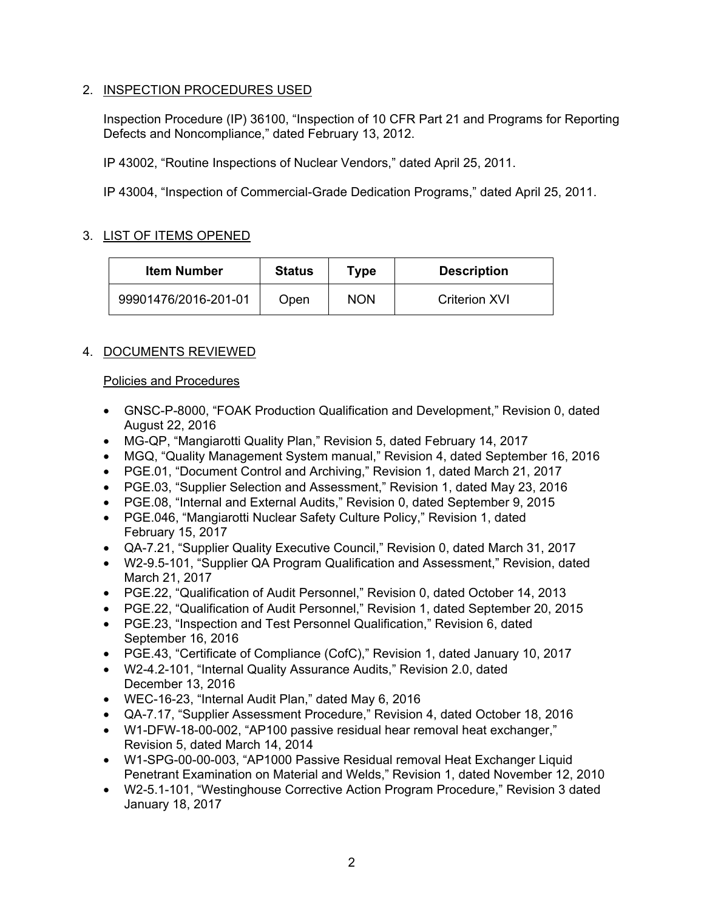## 2. INSPECTION PROCEDURES USED

Inspection Procedure (IP) 36100, "Inspection of 10 CFR Part 21 and Programs for Reporting Defects and Noncompliance," dated February 13, 2012.

IP 43002, "Routine Inspections of Nuclear Vendors," dated April 25, 2011.

IP 43004, "Inspection of Commercial-Grade Dedication Programs," dated April 25, 2011.

## 3. LIST OF ITEMS OPENED

| Item Number | Status | Type | Description |
|---|---|---|---|
| 99901476/2016-201-01 | Open | NON | Criterion XVI |

## 4. DOCUMENTS REVIEWED

### Policies and Procedures

- GNSC-P-8000, "FOAK Production Qualification and Development," Revision 0, dated August 22, 2016
- MG-QP, "Mangiarotti Quality Plan," Revision 5, dated February 14, 2017
- MGQ, "Quality Management System manual," Revision 4, dated September 16, 2016
- PGE.01, "Document Control and Archiving," Revision 1, dated March 21, 2017
- PGE.03, "Supplier Selection and Assessment," Revision 1, dated May 23, 2016
- PGE.08, "Internal and External Audits," Revision 0, dated September 9, 2015
- PGE.046, "Mangiarotti Nuclear Safety Culture Policy," Revision 1, dated February 15, 2017
- QA-7.21, "Supplier Quality Executive Council," Revision 0, dated March 31, 2017
- W2-9.5-101, "Supplier QA Program Qualification and Assessment," Revision, dated March 21, 2017
- PGE.22, "Qualification of Audit Personnel," Revision 0, dated October 14, 2013
- PGE.22, "Qualification of Audit Personnel," Revision 1, dated September 20, 2015
- PGE.23, "Inspection and Test Personnel Qualification," Revision 6, dated September 16, 2016
- PGE.43, "Certificate of Compliance (CofC)," Revision 1, dated January 10, 2017
- W2-4.2-101, "Internal Quality Assurance Audits," Revision 2.0, dated December 13, 2016
- WEC-16-23, "Internal Audit Plan," dated May 6, 2016
- QA-7.17, "Supplier Assessment Procedure," Revision 4, dated October 18, 2016
- W1-DFW-18-00-002, "AP100 passive residual hear removal heat exchanger," Revision 5, dated March 14, 2014
- W1-SPG-00-00-003, "AP1000 Passive Residual removal Heat Exchanger Liquid Penetrant Examination on Material and Welds," Revision 1, dated November 12, 2010
- W2-5.1-101, "Westinghouse Corrective Action Program Procedure," Revision 3 dated January 18, 2017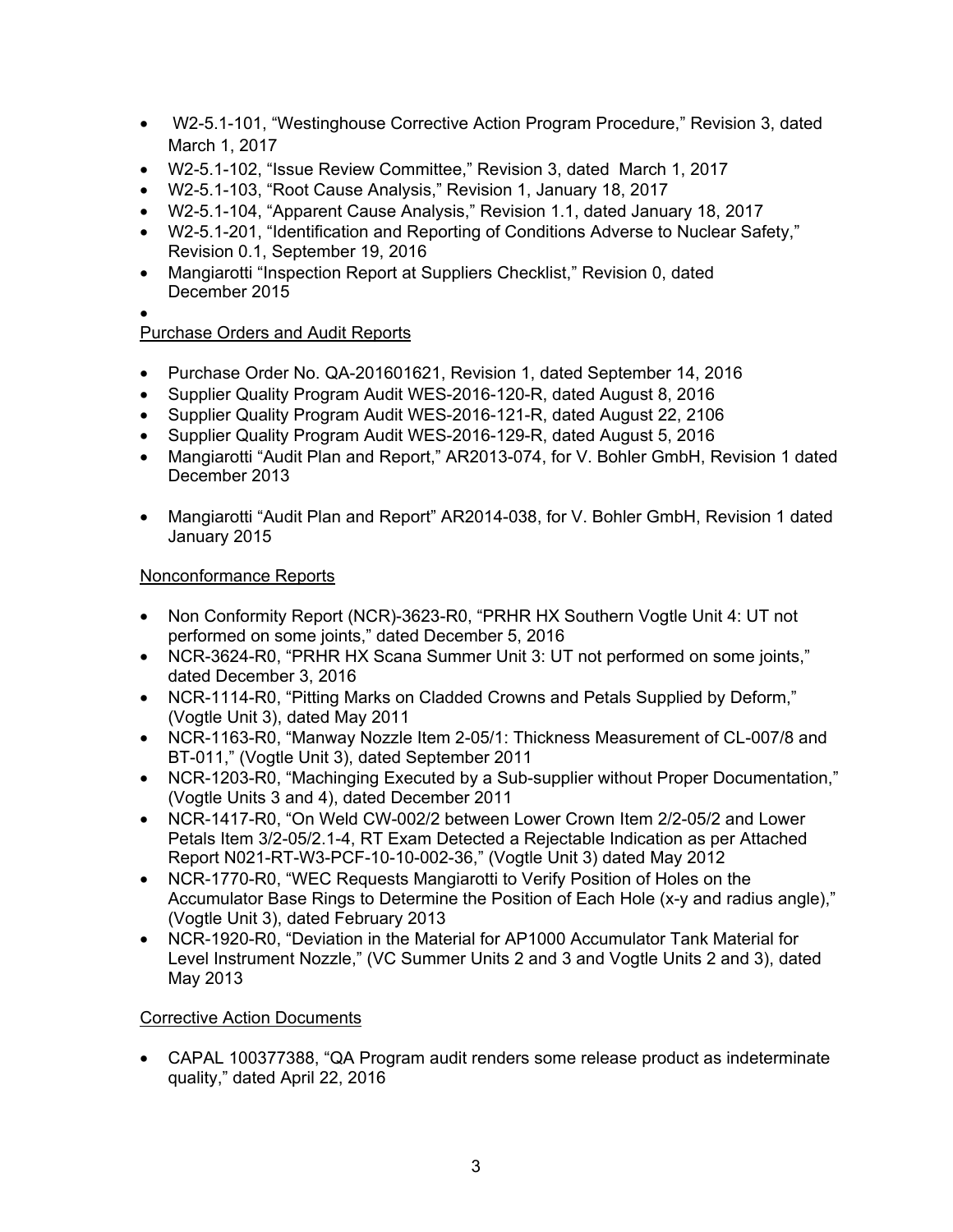- W2-5.1-101, “Westinghouse Corrective Action Program Procedure,” Revision 3, dated March 1, 2017
- W2-5.1-102, “Issue Review Committee,” Revision 3, dated March 1, 2017
- W2-5.1-103, “Root Cause Analysis,” Revision 1, January 18, 2017
- W2-5.1-104, “Apparent Cause Analysis,” Revision 1.1, dated January 18, 2017
- W2-5.1-201, “Identification and Reporting of Conditions Adverse to Nuclear Safety,” Revision 0.1, September 19, 2016
- Mangiarotti “Inspection Report at Suppliers Checklist,” Revision 0, dated December 2015
- 

Purchase Orders and Audit Reports

- Purchase Order No. QA-201601621, Revision 1, dated September 14, 2016
- Supplier Quality Program Audit WES-2016-120-R, dated August 8, 2016
- Supplier Quality Program Audit WES-2016-121-R, dated August 22, 2106
- Supplier Quality Program Audit WES-2016-129-R, dated August 5, 2016
- Mangiarotti “Audit Plan and Report,” AR2013-074, for V. Bohler GmbH, Revision 1 dated December 2013
- Mangiarotti “Audit Plan and Report” AR2014-038, for V. Bohler GmbH, Revision 1 dated January 2015

Nonconformance Reports

- Non Conformity Report (NCR)-3623-R0, “PRHR HX Southern Vogtle Unit 4: UT not performed on some joints,” dated December 5, 2016
- NCR-3624-R0, “PRHR HX Scana Summer Unit 3: UT not performed on some joints,” dated December 3, 2016
- NCR-1114-R0, “Pitting Marks on Cladded Crowns and Petals Supplied by Deform,” (Vogtle Unit 3), dated May 2011
- NCR-1163-R0, “Manway Nozzle Item 2-05/1: Thickness Measurement of CL-007/8 and BT-011,” (Vogtle Unit 3), dated September 2011
- NCR-1203-R0, “Machinging Executed by a Sub-supplier without Proper Documentation,” (Vogtle Units 3 and 4), dated December 2011
- NCR-1417-R0, “On Weld CW-002/2 between Lower Crown Item 2/2-05/2 and Lower Petals Item 3/2-05/2.1-4, RT Exam Detected a Rejectable Indication as per Attached Report N021-RT-W3-PCF-10-10-002-36,” (Vogtle Unit 3) dated May 2012
- NCR-1770-R0, “WEC Requests Mangiarotti to Verify Position of Holes on the Accumulator Base Rings to Determine the Position of Each Hole (x-y and radius angle),” (Vogtle Unit 3), dated February 2013
- NCR-1920-R0, “Deviation in the Material for AP1000 Accumulator Tank Material for Level Instrument Nozzle,” (VC Summer Units 2 and 3 and Vogtle Units 2 and 3), dated May 2013

Corrective Action Documents

- CAPAL 100377388, “QA Program audit renders some release product as indeterminate quality,” dated April 22, 2016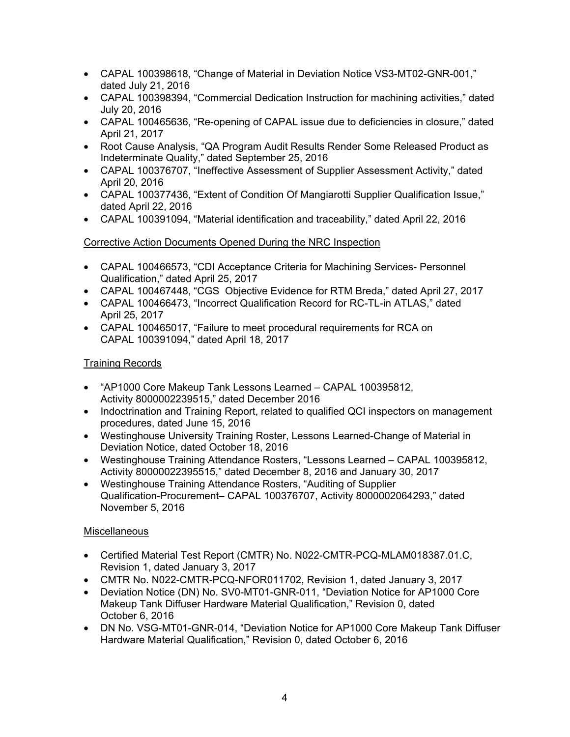- CAPAL 100398618, “Change of Material in Deviation Notice VS3-MT02-GNR-001,” dated July 21, 2016
- CAPAL 100398394, “Commercial Dedication Instruction for machining activities,” dated July 20, 2016
- CAPAL 100465636, “Re-opening of CAPAL issue due to deficiencies in closure,” dated April 21, 2017
- Root Cause Analysis, “QA Program Audit Results Render Some Released Product as Indeterminate Quality,” dated September 25, 2016
- CAPAL 100376707, “Ineffective Assessment of Supplier Assessment Activity,” dated April 20, 2016
- CAPAL 100377436, “Extent of Condition Of Mangiarotti Supplier Qualification Issue,” dated April 22, 2016
- CAPAL 100391094, “Material identification and traceability,” dated April 22, 2016

Corrective Action Documents Opened During the NRC Inspection

- CAPAL 100466573, “CDI Acceptance Criteria for Machining Services- Personnel Qualification,” dated April 25, 2017
- CAPAL 100467448, “CGS Objective Evidence for RTM Breda,” dated April 27, 2017
- CAPAL 100466473, “Incorrect Qualification Record for RC-TL-in ATLAS,” dated April 25, 2017
- CAPAL 100465017, “Failure to meet procedural requirements for RCA on CAPAL 100391094,” dated April 18, 2017

Training Records

- “AP1000 Core Makeup Tank Lessons Learned – CAPAL 100395812, Activity 8000002239515,” dated December 2016
- Indoctrination and Training Report, related to qualified QCI inspectors on management procedures, dated June 15, 2016
- Westinghouse University Training Roster, Lessons Learned-Change of Material in Deviation Notice, dated October 18, 2016
- Westinghouse Training Attendance Rosters, “Lessons Learned – CAPAL 100395812, Activity 80000022395515,” dated December 8, 2016 and January 30, 2017
- Westinghouse Training Attendance Rosters, “Auditing of Supplier Qualification-Procurement– CAPAL 100376707, Activity 8000002064293,” dated November 5, 2016

Miscellaneous

- Certified Material Test Report (CMTR) No. N022-CMTR-PCQ-MLAM018387.01.C, Revision 1, dated January 3, 2017
- CMTR No. N022-CMTR-PCQ-NFOR011702, Revision 1, dated January 3, 2017
- Deviation Notice (DN) No. SV0-MT01-GNR-011, “Deviation Notice for AP1000 Core Makeup Tank Diffuser Hardware Material Qualification,” Revision 0, dated October 6, 2016
- DN No. VSG-MT01-GNR-014, “Deviation Notice for AP1000 Core Makeup Tank Diffuser Hardware Material Qualification,” Revision 0, dated October 6, 2016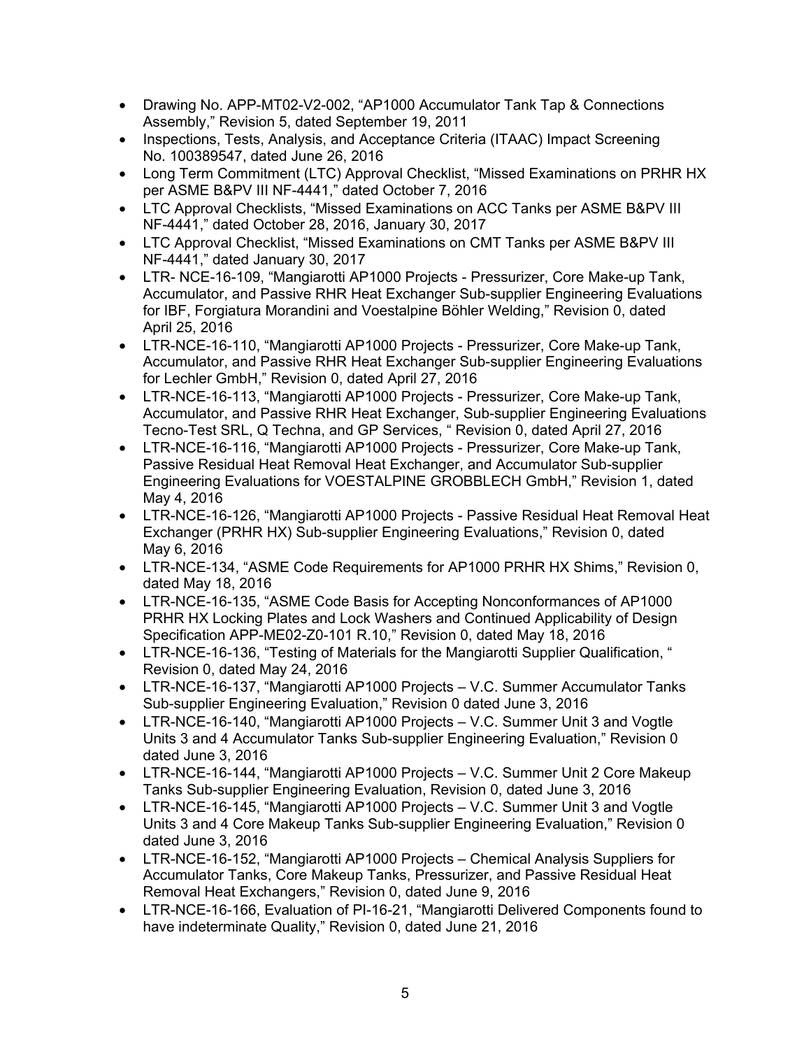- Drawing No. APP-MT02-V2-002, "AP1000 Accumulator Tank Tap & Connections Assembly," Revision 5, dated September 19, 2011
- Inspections, Tests, Analysis, and Acceptance Criteria (ITAAC) Impact Screening No. 100389547, dated June 26, 2016
- Long Term Commitment (LTC) Approval Checklist, "Missed Examinations on PRHR HX per ASME B&PV III NF-4441," dated October 7, 2016
- LTC Approval Checklists, "Missed Examinations on ACC Tanks per ASME B&PV III NF-4441," dated October 28, 2016, January 30, 2017
- LTC Approval Checklist, "Missed Examinations on CMT Tanks per ASME B&PV III NF-4441," dated January 30, 2017
- LTR- NCE-16-109, "Mangiarotti AP1000 Projects - Pressurizer, Core Make-up Tank, Accumulator, and Passive RHR Heat Exchanger Sub-supplier Engineering Evaluations for IBF, Forgiatura Morandini and Voestalpine Böhler Welding," Revision 0, dated April 25, 2016
- LTR-NCE-16-110, "Mangiarotti AP1000 Projects - Pressurizer, Core Make-up Tank, Accumulator, and Passive RHR Heat Exchanger Sub-supplier Engineering Evaluations for Lechler GmbH," Revision 0, dated April 27, 2016
- LTR-NCE-16-113, "Mangiarotti AP1000 Projects - Pressurizer, Core Make-up Tank, Accumulator, and Passive RHR Heat Exchanger, Sub-supplier Engineering Evaluations Tecno-Test SRL, Q Techna, and GP Services, " Revision 0, dated April 27, 2016
- LTR-NCE-16-116, "Mangiarotti AP1000 Projects - Pressurizer, Core Make-up Tank, Passive Residual Heat Removal Heat Exchanger, and Accumulator Sub-supplier Engineering Evaluations for VOESTALPINE GROBBLECH GmbH," Revision 1, dated May 4, 2016
- LTR-NCE-16-126, "Mangiarotti AP1000 Projects - Passive Residual Heat Removal Heat Exchanger (PRHR HX) Sub-supplier Engineering Evaluations," Revision 0, dated May 6, 2016
- LTR-NCE-134, "ASME Code Requirements for AP1000 PRHR HX Shims," Revision 0, dated May 18, 2016
- LTR-NCE-16-135, "ASME Code Basis for Accepting Nonconformances of AP1000 PRHR HX Locking Plates and Lock Washers and Continued Applicability of Design Specification APP-ME02-Z0-101 R.10," Revision 0, dated May 18, 2016
- LTR-NCE-16-136, "Testing of Materials for the Mangiarotti Supplier Qualification, " Revision 0, dated May 24, 2016
- LTR-NCE-16-137, "Mangiarotti AP1000 Projects – V.C. Summer Accumulator Tanks Sub-supplier Engineering Evaluation," Revision 0 dated June 3, 2016
- LTR-NCE-16-140, "Mangiarotti AP1000 Projects – V.C. Summer Unit 3 and Vogtle Units 3 and 4 Accumulator Tanks Sub-supplier Engineering Evaluation," Revision 0 dated June 3, 2016
- LTR-NCE-16-144, "Mangiarotti AP1000 Projects – V.C. Summer Unit 2 Core Makeup Tanks Sub-supplier Engineering Evaluation, Revision 0, dated June 3, 2016
- LTR-NCE-16-145, "Mangiarotti AP1000 Projects – V.C. Summer Unit 3 and Vogtle Units 3 and 4 Core Makeup Tanks Sub-supplier Engineering Evaluation," Revision 0 dated June 3, 2016
- LTR-NCE-16-152, "Mangiarotti AP1000 Projects – Chemical Analysis Suppliers for Accumulator Tanks, Core Makeup Tanks, Pressurizer, and Passive Residual Heat Removal Heat Exchangers," Revision 0, dated June 9, 2016
- LTR-NCE-16-166, Evaluation of PI-16-21, "Mangiarotti Delivered Components found to have indeterminate Quality," Revision 0, dated June 21, 2016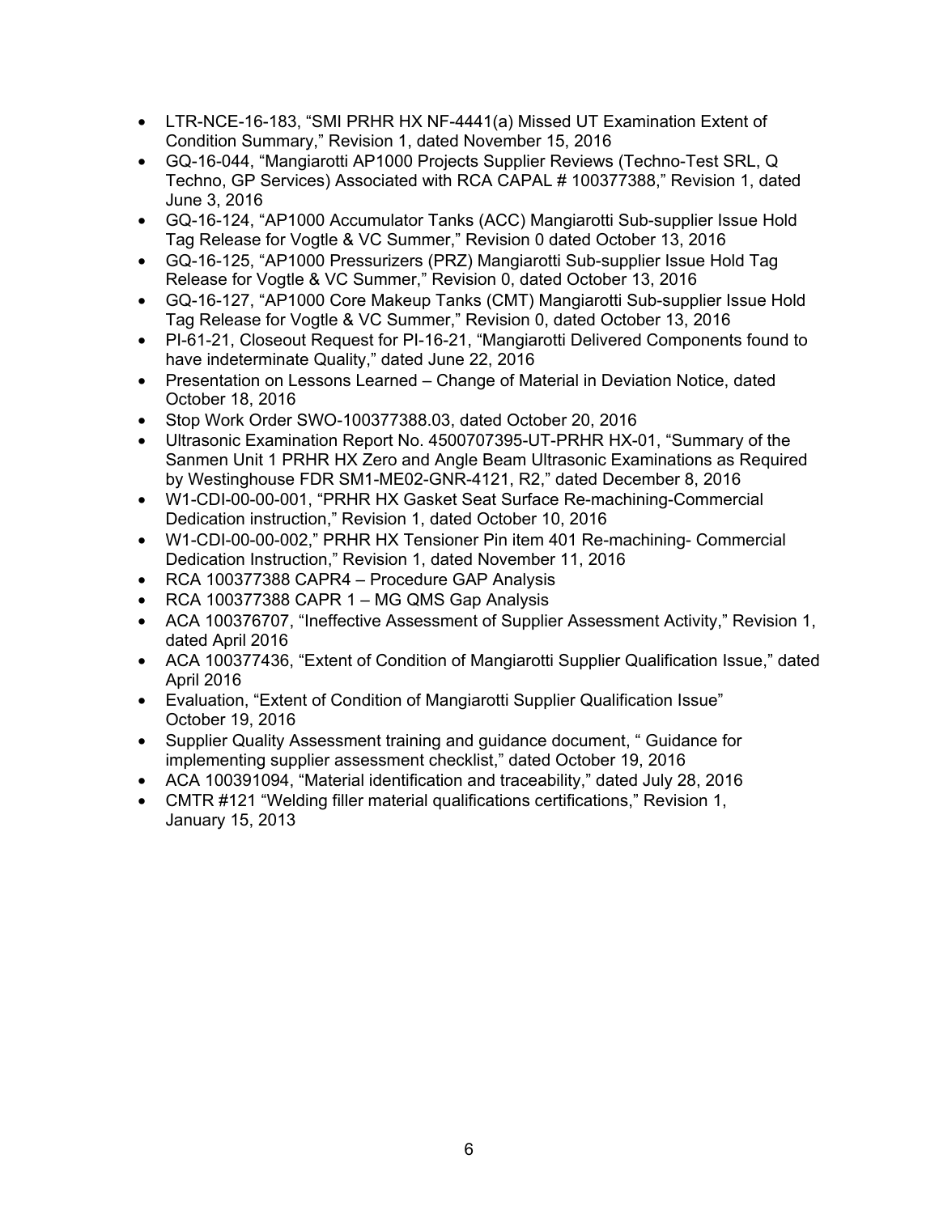- LTR-NCE-16-183, "SMI PRHR HX NF-4441(a) Missed UT Examination Extent of Condition Summary," Revision 1, dated November 15, 2016
- GQ-16-044, "Mangiarotti AP1000 Projects Supplier Reviews (Techno-Test SRL, Q Techno, GP Services) Associated with RCA CAPAL # 100377388," Revision 1, dated June 3, 2016
- GQ-16-124, "AP1000 Accumulator Tanks (ACC) Mangiarotti Sub-supplier Issue Hold Tag Release for Vogtle & VC Summer," Revision 0 dated October 13, 2016
- GQ-16-125, "AP1000 Pressurizers (PRZ) Mangiarotti Sub-supplier Issue Hold Tag Release for Vogtle & VC Summer," Revision 0, dated October 13, 2016
- GQ-16-127, "AP1000 Core Makeup Tanks (CMT) Mangiarotti Sub-supplier Issue Hold Tag Release for Vogtle & VC Summer," Revision 0, dated October 13, 2016
- PI-61-21, Closeout Request for PI-16-21, "Mangiarotti Delivered Components found to have indeterminate Quality," dated June 22, 2016
- Presentation on Lessons Learned – Change of Material in Deviation Notice, dated October 18, 2016
- Stop Work Order SWO-100377388.03, dated October 20, 2016
- Ultrasonic Examination Report No. 4500707395-UT-PRHR HX-01, "Summary of the Sanmen Unit 1 PRHR HX Zero and Angle Beam Ultrasonic Examinations as Required by Westinghouse FDR SM1-ME02-GNR-4121, R2," dated December 8, 2016
- W1-CDI-00-00-001, "PRHR HX Gasket Seat Surface Re-machining-Commercial Dedication instruction," Revision 1, dated October 10, 2016
- W1-CDI-00-00-002," PRHR HX Tensioner Pin item 401 Re-machining- Commercial Dedication Instruction," Revision 1, dated November 11, 2016
- RCA 100377388 CAPR4 – Procedure GAP Analysis
- RCA 100377388 CAPR 1 – MG QMS Gap Analysis
- ACA 100376707, "Ineffective Assessment of Supplier Assessment Activity," Revision 1, dated April 2016
- ACA 100377436, "Extent of Condition of Mangiarotti Supplier Qualification Issue," dated April 2016
- Evaluation, "Extent of Condition of Mangiarotti Supplier Qualification Issue" October 19, 2016
- Supplier Quality Assessment training and guidance document, " Guidance for implementing supplier assessment checklist," dated October 19, 2016
- ACA 100391094, "Material identification and traceability," dated July 28, 2016
- CMTR #121 "Welding filler material qualifications certifications," Revision 1, January 15, 2013